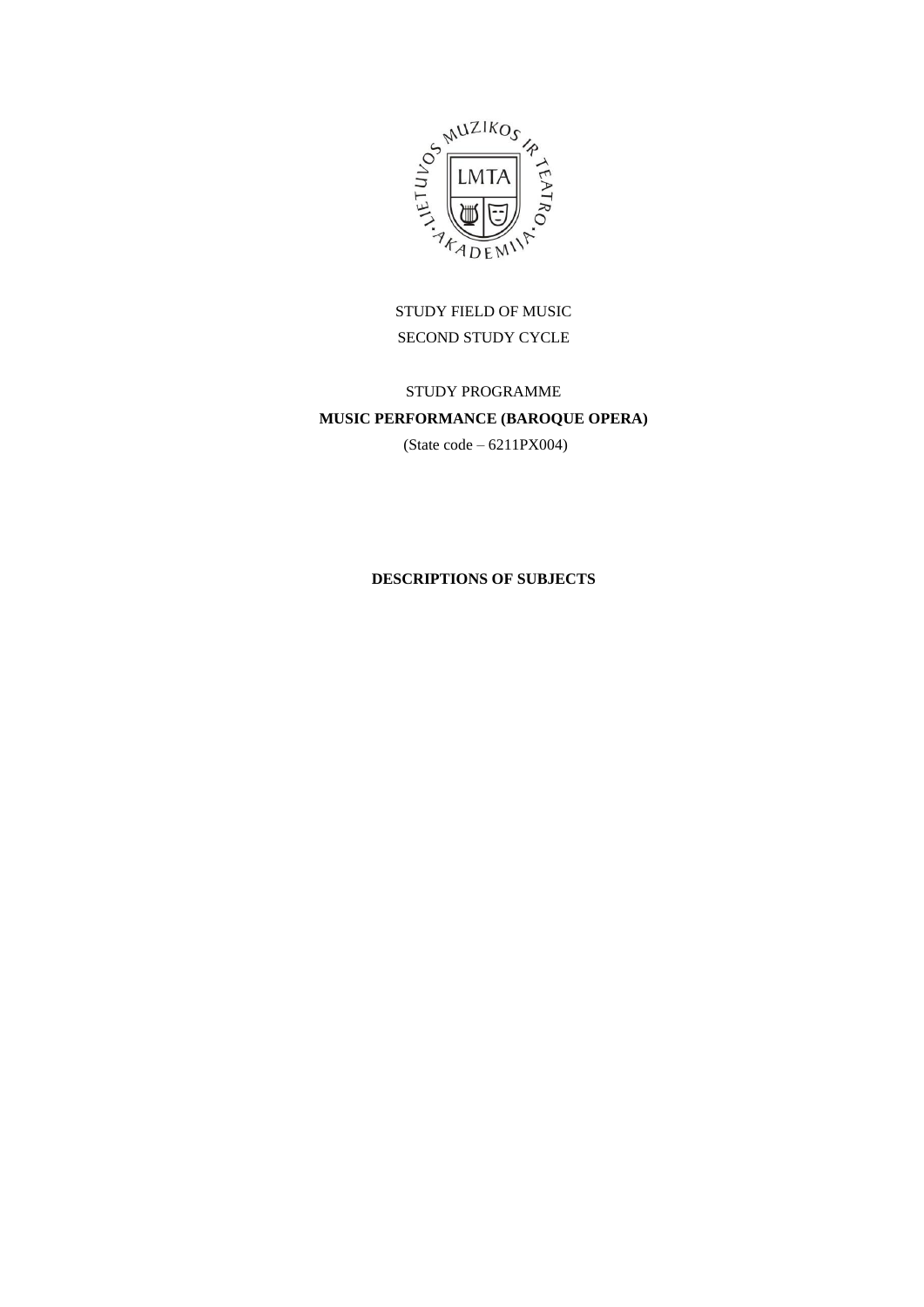STUDY FIELD OF MUSIC

SECOND STUDY CYCLE

STUDY PROGRAMME

**MUSIC PERFORMANCE (BAROQUE OPERA)**

(State code – 6211PX004)

**DESCRIPTIONS OF SUBJECTS**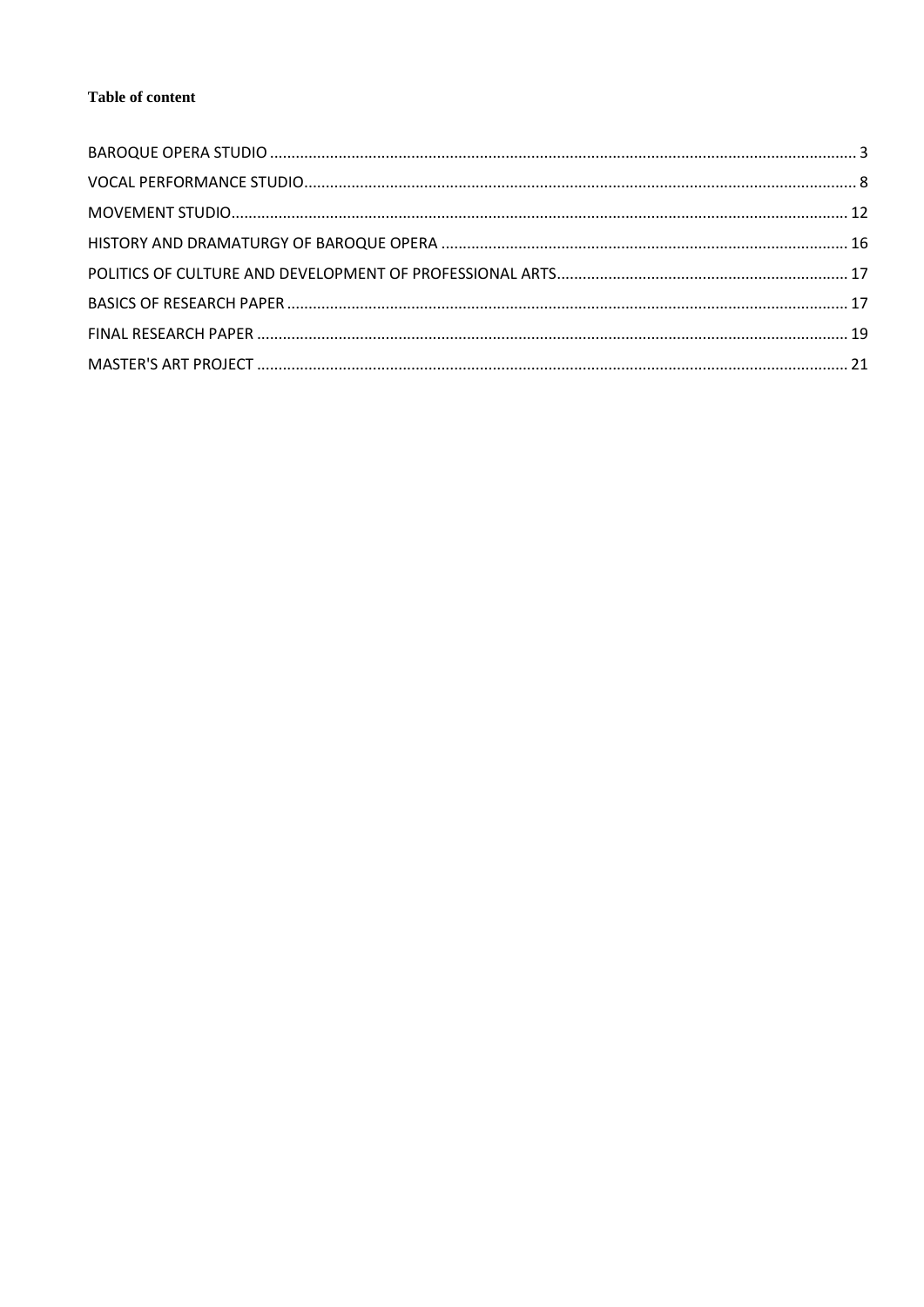**Table of content**

BAROQUE OPERA STUDIO ........ 3
VOCAL PERFORMANCE STUDIO ........ 8
MOVEMENT STUDIO ........ 12
HISTORY AND DRAMATURGY OF BAROQUE OPERA ........ 16
POLITICS OF CULTURE AND DEVELOPMENT OF PROFESSIONAL ARTS ........ 17
BASICS OF RESEARCH PAPER ........ 17
FINAL RESEARCH PAPER ........ 19
MASTER'S ART PROJECT ........ 21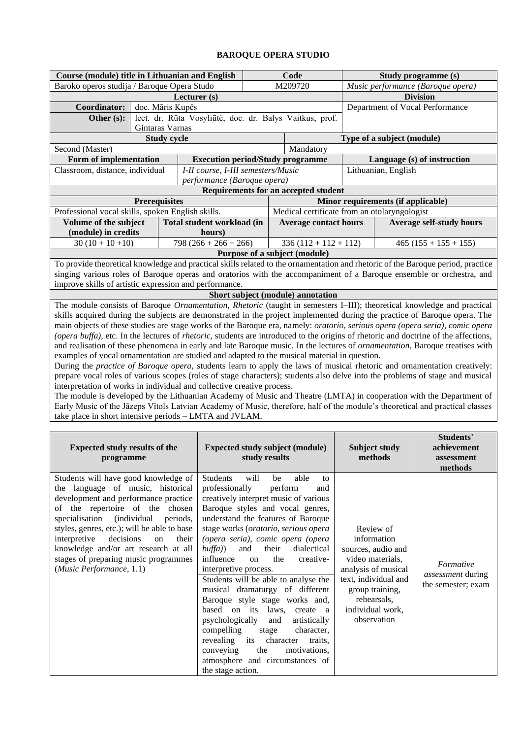**BAROQUE OPERA STUDIO**

| Course (module) title in Lithuanian and English | | Code | Study programme (s) |
|---|---|---|---|
| Baroko operos studija / Baroque Opera Studo | | M209720 | *Music performance (Baroque opera)* |
| **Lecturer (s)** | | | **Division** |
| **Coordinator:** | doc. Māris Kupčs | | Department of Vocal Performance |
| **Other (s):** | lect. dr. Rūta Vosyliūtė, doc. dr. Balys Vaitkus, prof. Gintaras Varnas | | |
| **Study cycle** | | **Type of a subject (module)** | |
| Second (Master) | | Mandatory | |
| **Form of implementation** | **Execution period/Study programme** | | **Language (s) of instruction** |
| Classroom, distance, individual | *I-II course, I-III semesters/Music performance (Baroque opera)* | | Lithuanian, English |
| **Requirements for an accepted student** | | | |
| **Prerequisites** | | **Minor requirements (if applicable)** | |
| Professional vocal skills, spoken English skills. | | Medical certificate from an otolaryngologist | |
| **Volume of the subject (module) in credits** | **Total student workload (in hours)** | **Average contact hours** | **Average self-study hours** |
| 30 (10 + 10 +10) | 798 (266 + 266 + 266) | 336 (112 + 112 + 112) | 465 (155 + 155 + 155) |
| **Purpose of a subject (module)** | | | |
| To provide theoretical knowledge and practical skills related to the ornamentation and rhetoric of the Baroque period, practice singing various roles of Baroque operas and oratorios with the accompaniment of a Baroque ensemble or orchestra, and improve skills of artistic expression and performance. | | | |
| **Short subject (module) annotation** | | | |
| The module consists of Baroque *Ornamentation*, *Rhetoric* (taught in semesters I–III); theoretical knowledge and practical skills acquired during the subjects are demonstrated in the project implemented during the practice of Baroque opera. The main objects of these studies are stage works of the Baroque era, namely: *oratorio*, *serious opera (opera seria)*, *comic opera (opera buffa)*, etc. In the lectures of *rhetoric*, students are introduced to the origins of rhetoric and doctrine of the affections, and realisation of these phenomena in early and late Baroque music. In the lectures of *ornamentation*, Baroque treatises with examples of vocal ornamentation are studied and adapted to the musical material in question. During the *practice of Baroque opera*, students learn to apply the laws of musical rhetoric and ornamentation creatively: prepare vocal roles of various scopes (roles of stage characters); students also delve into the problems of stage and musical interpretation of works in individual and collective creative process. The module is developed by the Lithuanian Academy of Music and Theatre (LMTA) in cooperation with the Department of Early Music of the Jāzeps Vītols Latvian Academy of Music, therefore, half of the module's theoretical and practical classes take place in short intensive periods – LMTA and JVLAM. | | | |

| Expected study results of the programme | Expected study subject (module) study results | Subject study methods | Students' achievement assessment methods |
|---|---|---|---|
| Students will have good knowledge of the language of music, historical development and performance practice of the repertoire of the chosen specialisation (individual periods, styles, genres, etc.); will be able to base interpretive decisions on their knowledge and/or art research at all stages of preparing music programmes (*Music Performance*, 1.1) | Students will be able to professionally perform and creatively interpret music of various Baroque styles and vocal genres, understand the features of Baroque stage works (*oratorio, serious opera (opera seria), comic opera (opera buffa)*) and their dialectical influence on the creative-interpretive process. <br> Students will be able to analyse the musical dramaturgy of different Baroque style stage works and, based on its laws, create a psychologically and artistically compelling stage character, revealing its character traits, conveying the motivations, atmosphere and circumstances of the stage action. | Review of information sources, audio and video materials, analysis of musical text, individual and group training, rehearsals, individual work, observation | *Formative assessment* during the semester; exam |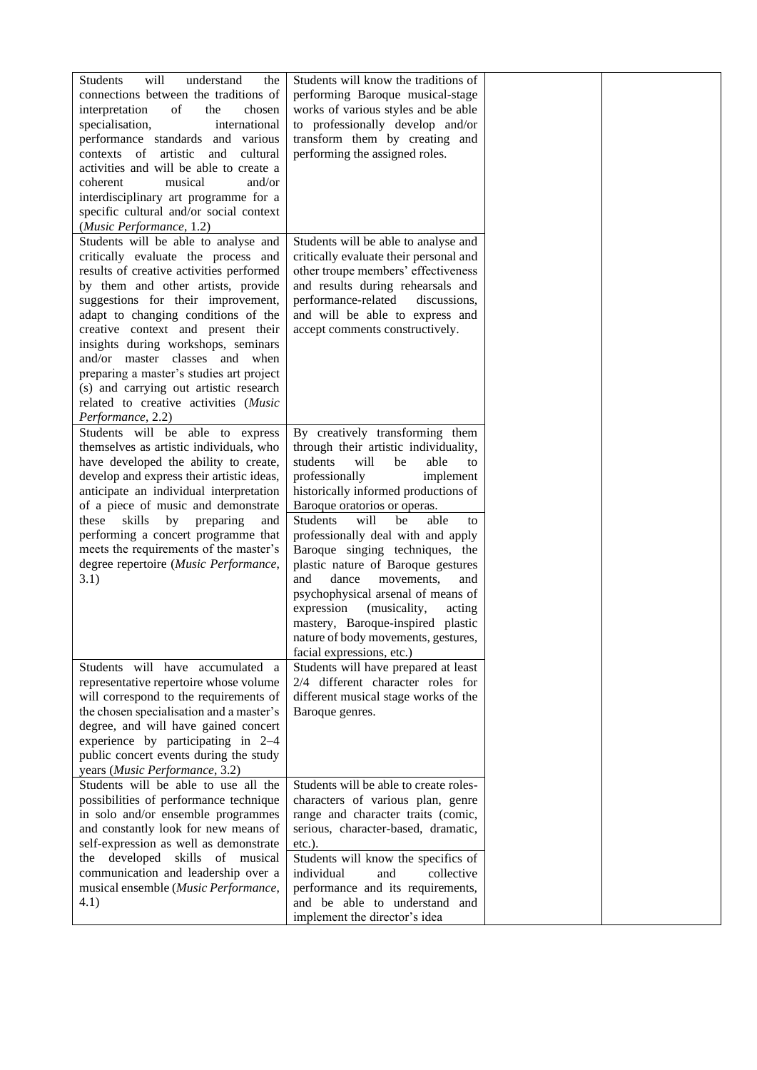| | | | |
|---|---|---|---|
| Students will understand the connections between the traditions of interpretation of the chosen specialisation, international performance standards and various contexts of artistic and cultural activities and will be able to create a coherent musical and/or interdisciplinary art programme for a specific cultural and/or social context (*Music Performance*, 1.2) | Students will know the traditions of performing Baroque musical-stage works of various styles and be able to professionally develop and/or transform them by creating and performing the assigned roles. | | |
| Students will be able to analyse and critically evaluate the process and results of creative activities performed by them and other artists, provide suggestions for their improvement, adapt to changing conditions of the creative context and present their insights during workshops, seminars and/or master classes and when preparing a master's studies art project (s) and carrying out artistic research related to creative activities (*Music Performance*, 2.2) | Students will be able to analyse and critically evaluate their personal and other troupe members' effectiveness and results during rehearsals and performance-related discussions, and will be able to express and accept comments constructively. | | |
| Students will be able to express themselves as artistic individuals, who have developed the ability to create, develop and express their artistic ideas, anticipate an individual interpretation of a piece of music and demonstrate these skills by preparing and performing a concert programme that meets the requirements of the master's degree repertoire (*Music Performance*, 3.1) | By creatively transforming them through their artistic individuality, students will be able to professionally implement historically informed productions of Baroque oratorios or operas.<br>Students will be able to professionally deal with and apply Baroque singing techniques, the plastic nature of Baroque gestures and dance movements, and psychophysical arsenal of means of expression (musicality, acting mastery, Baroque-inspired plastic nature of body movements, gestures, facial expressions, etc.) | | |
| Students will have accumulated a representative repertoire whose volume will correspond to the requirements of the chosen specialisation and a master's degree, and will have gained concert experience by participating in 2–4 public concert events during the study years (*Music Performance*, 3.2) | Students will have prepared at least 2/4 different character roles for different musical stage works of the Baroque genres. | | |
| Students will be able to use all the possibilities of performance technique in solo and/or ensemble programmes and constantly look for new means of self-expression as well as demonstrate the developed skills of musical communication and leadership over a musical ensemble (*Music Performance*, 4.1) | Students will be able to create roles-characters of various plan, genre range and character traits (comic, serious, character-based, dramatic, etc.).<br>Students will know the specifics of individual and collective performance and its requirements, and be able to understand and implement the director's idea | | |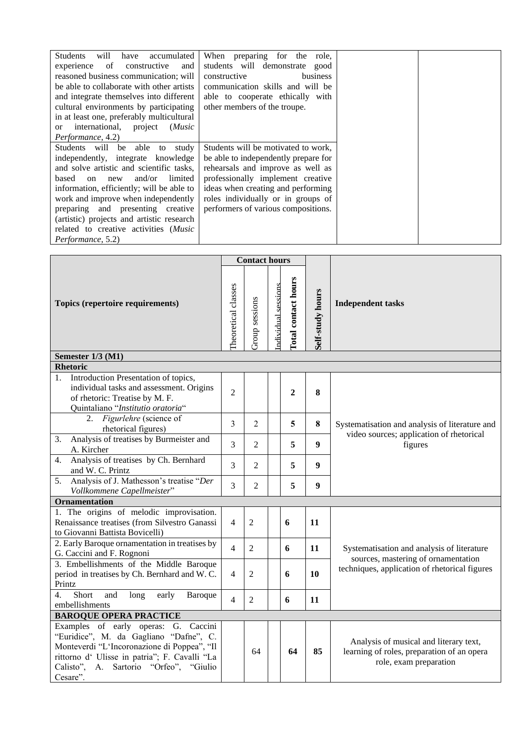| | | | |
|---|---|---|---|
| Students will have accumulated experience of constructive and reasoned business communication; will be able to collaborate with other artists and integrate themselves into different cultural environments by participating in at least one, preferably multicultural or international, project (*Music Performance*, 4.2) | When preparing for the role, students will demonstrate good constructive business communication skills and will be able to cooperate ethically with other members of the troupe. | | |
| Students will be able to study independently, integrate knowledge and solve artistic and scientific tasks, based on new and/or limited information, efficiently; will be able to work and improve when independently preparing and presenting creative (artistic) projects and artistic research related to creative activities (*Music Performance*, 5.2) | Students will be motivated to work, be able to independently prepare for rehearsals and improve as well as professionally implement creative ideas when creating and performing roles individually or in groups of performers of various compositions. | | |

| Topics (repertoire requirements) | Contact hours | | | | Self-study hours | Independent tasks |
|---|---|---|---|---|---|---|
| | Theoretical classes | Group sessions | Individual sessions | Total contact hours | | |
| **Semester 1/3 (M1)** | | | | | | |
| **Rhetoric** | | | | | | |
| 1. Introduction Presentation of topics, individual tasks and assessment. Origins of rhetoric: Treatise by M. F. Quintaliano "*Institutio oratoria*" | 2 | | | **2** | **8** | Systematisation and analysis of literature and video sources; application of rhetorical figures |
| 2. *Figurlehre* (science of rhetorical figures) | 3 | 2 | | **5** | **8** | |
| 3. Analysis of treatises by Burmeister and A. Kircher | 3 | 2 | | **5** | **9** | |
| 4. Analysis of treatises by Ch. Bernhard and W. C. Printz | 3 | 2 | | **5** | **9** | |
| 5. Analysis of J. Mathesson's treatise "*Der Vollkommene Capellmeister*" | 3 | 2 | | **5** | **9** | |
| **Ornamentation** | | | | | | |
| 1. The origins of melodic improvisation. Renaissance treatises (from Silvestro Ganassi to Giovanni Battista Bovicelli) | 4 | 2 | | **6** | **11** | Systematisation and analysis of literature sources, mastering of ornamentation techniques, application of rhetorical figures |
| 2. Early Baroque ornamentation in treatises by G. Caccini and F. Rognoni | 4 | 2 | | **6** | **11** | |
| 3. Embellishments of the Middle Baroque period in treatises by Ch. Bernhard and W. C. Printz | 4 | 2 | | **6** | **10** | |
| 4. Short and long early Baroque embellishments | 4 | 2 | | **6** | **11** | |
| **BAROQUE OPERA PRACTICE** | | | | | | |
| Examples of early operas: G. Caccini "Euridice", M. da Gagliano "Dafne", C. Monteverdi "L'Incoronazione di Poppea", "Il rittorno d' Ulisse in patria"; F. Cavalli "La Calisto", A. Sartorio "Orfeo", "Giulio Cesare". | | 64 | | **64** | **85** | Analysis of musical and literary text, learning of roles, preparation of an opera role, exam preparation |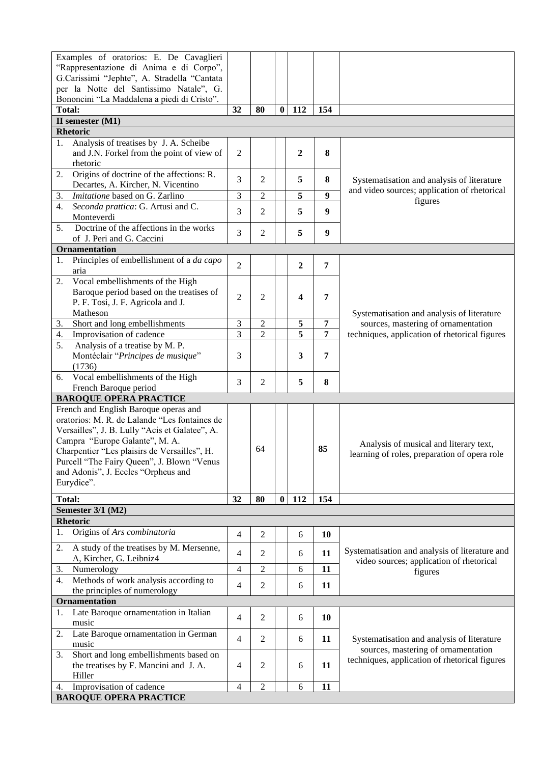| | | | | | | |
|---|---|---|---|---|---|---|
| Examples of oratorios: E. De Cavaglieri "Rappresentazione di Anima e di Corpo", G.Carissimi "Jephte", A. Stradella "Cantata per la Notte del Santissimo Natale", G. Bononcini "La Maddalena a piedi di Cristo". | | | | | | |
| **Total:** | **32** | **80** | **0** | **112** | **154** | |
| **II semester (M1)** | | | | | | |
| **Rhetoric** | | | | | | |
| 1. Analysis of treatises by J. A. Scheibe and J.N. Forkel from the point of view of rhetoric | 2 | | | **2** | **8** | Systematisation and analysis of literature and video sources; application of rhetorical figures |
| 2. Origins of doctrine of the affections: R. Decartes, A. Kircher, N. Vicentino | 3 | 2 | | **5** | **8** | |
| 3. *Imitatione* based on G. Zarlino | 3 | 2 | | **5** | **9** | |
| 4. *Seconda prattica*: G. Artusi and C. Monteverdi | 3 | 2 | | **5** | **9** | |
| 5. Doctrine of the affections in the works of J. Peri and G. Caccini | 3 | 2 | | **5** | **9** | |
| **Ornamentation** | | | | | | |
| 1. Principles of embellishment of a *da capo* aria | 2 | | | **2** | **7** | Systematisation and analysis of literature sources, mastering of ornamentation techniques, application of rhetorical figures |
| 2. Vocal embellishments of the High Baroque period based on the treatises of P. F. Tosi, J. F. Agricola and J. Matheson | 2 | 2 | | **4** | **7** | |
| 3. Short and long embellishments | 3 | 2 | | **5** | **7** | |
| 4. Improvisation of cadence | 3 | 2 | | **5** | **7** | |
| 5. Analysis of a treatise by M. P. Montéclair "*Principes de musique*" (1736) | 3 | | | **3** | **7** | |
| 6. Vocal embellishments of the High French Baroque period | 3 | 2 | | **5** | **8** | |
| **BAROQUE OPERA PRACTICE** | | | | | | |
| French and English Baroque operas and oratorios: M. R. de Lalande "Les fontaines de Versailles", J. B. Lully "Acis et Galatee", A. Campra "Europe Galante", M. A. Charpentier "Les plaisirs de Versailles", H. Purcell "The Fairy Queen", J. Blown "Venus and Adonis", J. Eccles "Orpheus and Eurydice". | | 64 | | | **85** | Analysis of musical and literary text, learning of roles, preparation of opera role |
| **Total:** | **32** | **80** | **0** | **112** | **154** | |
| **Semester 3/1 (M2)** | | | | | | |
| **Rhetoric** | | | | | | |
| 1. Origins of *Ars combinatoria* | 4 | 2 | | 6 | **10** | Systematisation and analysis of literature and video sources; application of rhetorical figures |
| 2. A study of the treatises by M. Mersenne, A, Kircher, G. Leibniz4 | 4 | 2 | | 6 | **11** | |
| 3. Numerology | 4 | 2 | | 6 | **11** | |
| 4. Methods of work analysis according to the principles of numerology | 4 | 2 | | 6 | **11** | |
| **Ornamentation** | | | | | | |
| 1. Late Baroque ornamentation in Italian music | 4 | 2 | | 6 | **10** | Systematisation and analysis of literature sources, mastering of ornamentation techniques, application of rhetorical figures |
| 2. Late Baroque ornamentation in German music | 4 | 2 | | 6 | **11** | |
| 3. Short and long embellishments based on the treatises by F. Mancini and J. A. Hiller | 4 | 2 | | 6 | **11** | |
| 4. Improvisation of cadence | 4 | 2 | | 6 | **11** | |
| **BAROQUE OPERA PRACTICE** | | | | | | |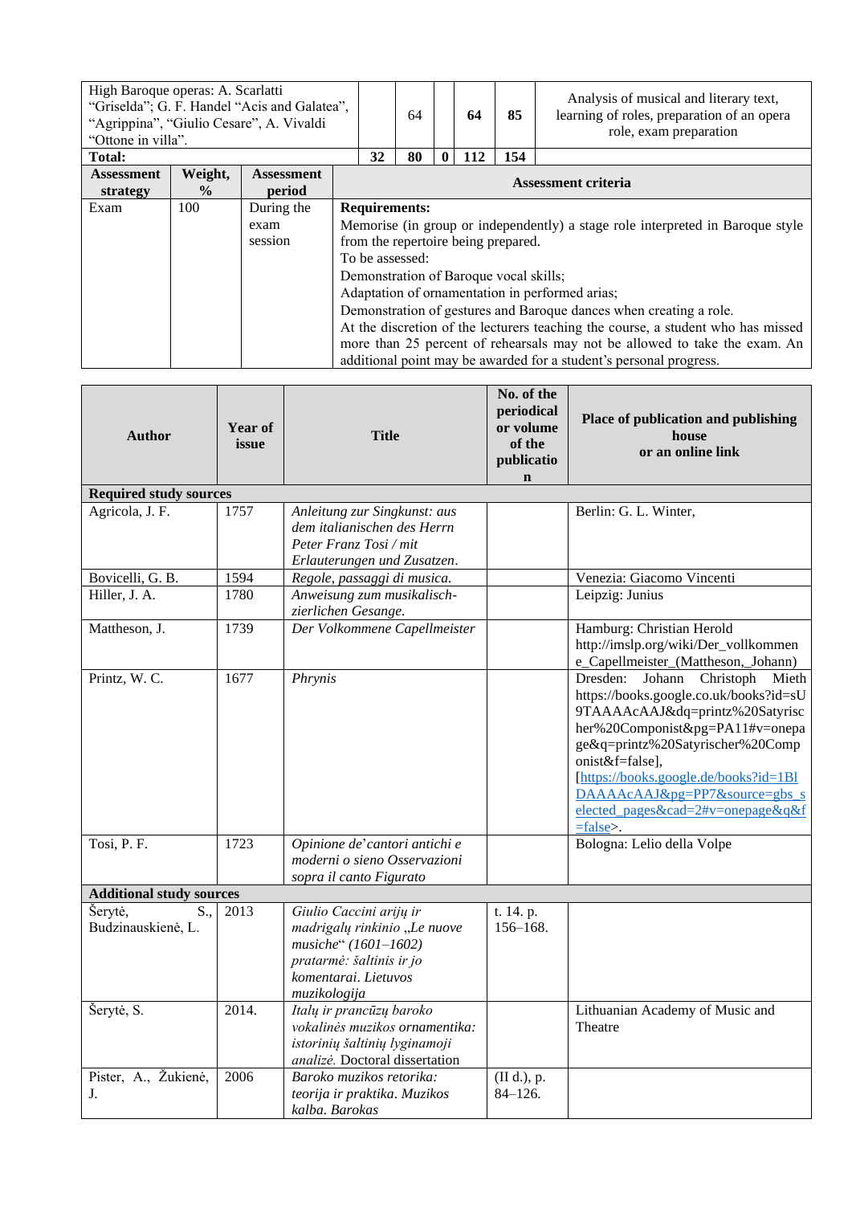| | | | | | | |
|---|---|---|---|---|---|---|
| High Baroque operas: A. Scarlatti "Griselda"; G. F. Handel "Acis and Galatea", "Agrippina", "Giulio Cesare", A. Vivaldi "Ottone in villa". | | 64 | | **64** | **85** | Analysis of musical and literary text, learning of roles, preparation of an opera role, exam preparation |
| **Total:** | **32** | **80** | **0** | **112** | **154** | |

| Assessment strategy | Weight, % | Assessment period | Assessment criteria |
|---|---|---|---|
| Exam | 100 | During the exam session | **Requirements:**<br>Memorise (in group or independently) a stage role interpreted in Baroque style from the repertoire being prepared.<br>To be assessed:<br>Demonstration of Baroque vocal skills;<br>Adaptation of ornamentation in performed arias;<br>Demonstration of gestures and Baroque dances when creating a role.<br>At the discretion of the lecturers teaching the course, a student who has missed more than 25 percent of rehearsals may not be allowed to take the exam. An additional point may be awarded for a student's personal progress. |

| Author | Year of issue | Title | No. of the periodical or volume of the publication | Place of publication and publishing house or an online link |
|---|---|---|---|---|
| **Required study sources** | | | | |
| Agricola, J. F. | 1757 | *Anleitung zur Singkunst: aus dem italianischen des Herrn Peter Franz Tosi / mit Erlauterungen und Zusatzen*. | | Berlin: G. L. Winter, |
| Bovicelli, G. B. | 1594 | *Regole, passaggi di musica.* | | Venezia: Giacomo Vincenti |
| Hiller, J. A. | 1780 | *Anweisung zum musikalisch-zierlichen Gesange.* | | Leipzig: Junius |
| Mattheson, J. | 1739 | *Der Volkommene Capellmeister* | | Hamburg: Christian Herold http://imslp.org/wiki/Der_vollkommene_Capellmeister_(Mattheson,_Johann) |
| Printz, W. C. | 1677 | *Phrynis* | | Dresden: Johann Christoph Mieth https://books.google.co.uk/books?id=sU9TAAAAcAAJ&dq=printz%20Satyrischer%20Componist&pg=PA11#v=onepage&q=printz%20Satyrischer%20Componist&f=false], [https://books.google.de/books?id=1BlDAAAAcAAJ&pg=PP7&source=gbs_selected_pages&cad=2#v=onepage&q&f=false>. |
| Tosi, P. F. | 1723 | *Opinione de'cantori antichi e moderni o sieno Osservazioni sopra il canto Figurato* | | Bologna: Lelio della Volpe |
| **Additional study sources** | | | | |
| Šerytė, S., Budzinauskienė, L. | 2013 | *Giulio Caccini arijų ir madrigalų rinkinio „Le nuove musiche" (1601–1602) pratarmė: šaltinis ir jo komentarai. Lietuvos muzikologija* | t. 14. p. 156–168. | |
| Šerytė, S. | 2014. | *Italų ir prancūzų baroko vokalinės muzikos ornamentika: istorinių šaltinių lyginamoji analizė.* Doctoral dissertation | | Lithuanian Academy of Music and Theatre |
| Pister, A., Žukienė, J. | 2006 | *Baroko muzikos retorika: teorija ir praktika. Muzikos kalba. Barokas* | (II d.), p. 84–126. | |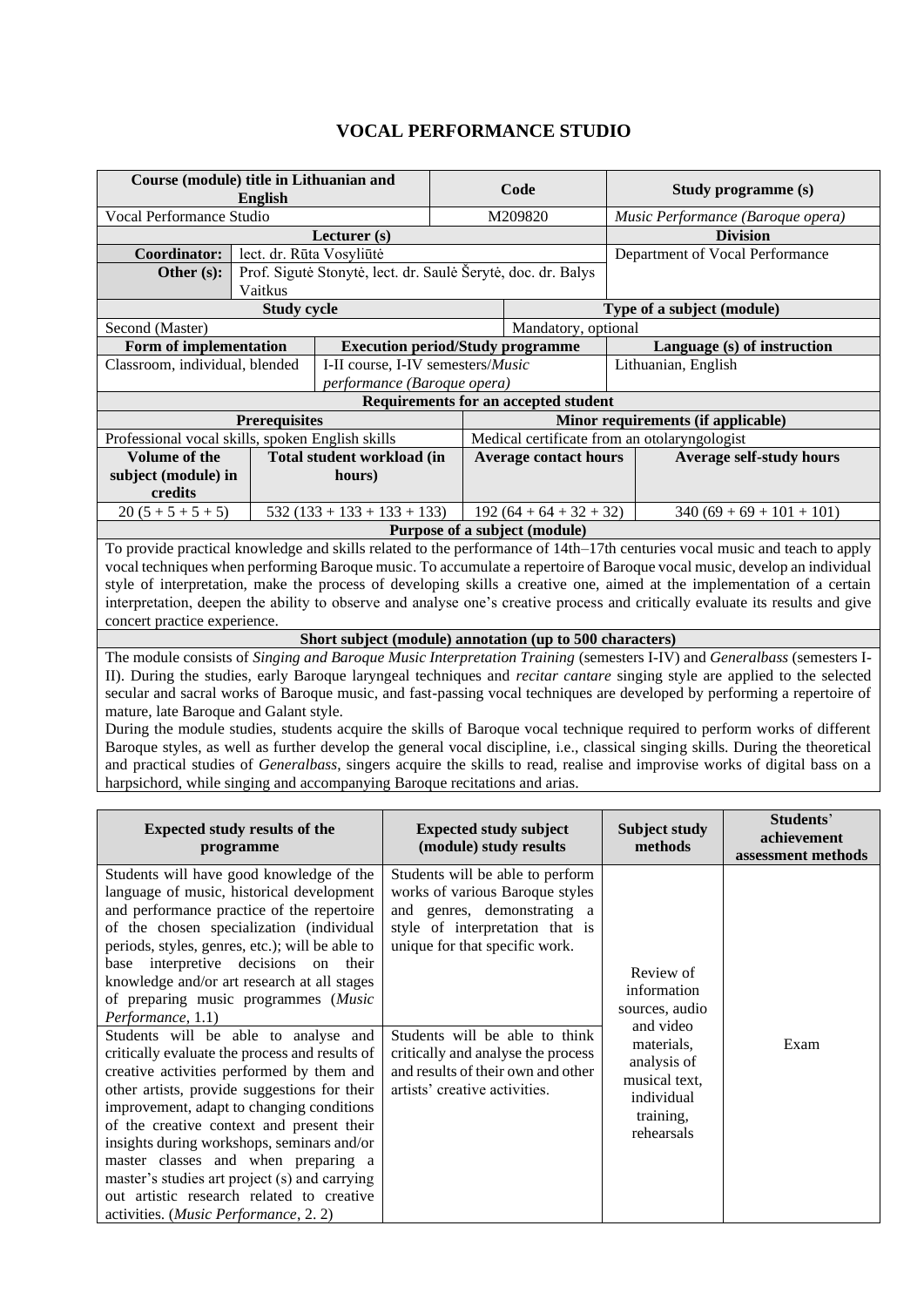# VOCAL PERFORMANCE STUDIO

| Course (module) title in Lithuanian and English | | | Code | | Study programme (s) |
|---|---|---|---|---|---|
| Vocal Performance Studio | | | M209820 | | *Music Performance (Baroque opera)* |
| **Lecturer (s)** | | | | | **Division** |
| **Coordinator:** | lect. dr. Rūta Vosyliūtė | | | | Department of Vocal Performance |
| **Other (s):** | Prof. Sigutė Stonytė, lect. dr. Saulė Šerytė, doc. dr. Balys Vaitkus | | | | |
| **Study cycle** | | | | **Type of a subject (module)** | |
| Second (Master) | | | | Mandatory, optional | |
| **Form of implementation** | | **Execution period/Study programme** | | **Language (s) of instruction** | |
| Classroom, individual, blended | | I-II course, I-IV semesters/*Music performance (Baroque opera)* | | Lithuanian, English | |
| **Requirements for an accepted student** | | | | | |
| **Prerequisites** | | | **Minor requirements (if applicable)** | | |
| Professional vocal skills, spoken English skills | | | Medical certificate from an otolaryngologist | | |
| **Volume of the subject (module) in credits** | **Total student workload (in hours)** | | **Average contact hours** | | **Average self-study hours** |
| 20 (5 + 5 + 5 + 5) | 532 (133 + 133 + 133 + 133) | | 192 (64 + 64 + 32 + 32) | | 340 (69 + 69 + 101 + 101) |
| **Purpose of a subject (module)** | | | | | |
| To provide practical knowledge and skills related to the performance of 14th–17th centuries vocal music and teach to apply vocal techniques when performing Baroque music. To accumulate a repertoire of Baroque vocal music, develop an individual style of interpretation, make the process of developing skills a creative one, aimed at the implementation of a certain interpretation, deepen the ability to observe and analyse one's creative process and critically evaluate its results and give concert practice experience. | | | | | |
| **Short subject (module) annotation (up to 500 characters)** | | | | | |
| The module consists of *Singing and Baroque Music Interpretation Training* (semesters I-IV) and *Generalbass* (semesters I-II). During the studies, early Baroque laryngeal techniques and *recitar cantare* singing style are applied to the selected secular and sacral works of Baroque music, and fast-passing vocal techniques are developed by performing a repertoire of mature, late Baroque and Galant style. During the module studies, students acquire the skills of Baroque vocal technique required to perform works of different Baroque styles, as well as further develop the general vocal discipline, i.e., classical singing skills. During the theoretical and practical studies of *Generalbass*, singers acquire the skills to read, realise and improvise works of digital bass on a harpsichord, while singing and accompanying Baroque recitations and arias. | | | | | |

| Expected study results of the programme | Expected study subject (module) study results | Subject study methods | Students' achievement assessment methods |
|---|---|---|---|
| Students will have good knowledge of the language of music, historical development and performance practice of the repertoire of the chosen specialization (individual periods, styles, genres, etc.); will be able to base interpretive decisions on their knowledge and/or art research at all stages of preparing music programmes (*Music Performance*, 1.1) | Students will be able to perform works of various Baroque styles and genres, demonstrating a style of interpretation that is unique for that specific work. | Review of information sources, audio and video materials, analysis of musical text, individual training, rehearsals | Exam |
| Students will be able to analyse and critically evaluate the process and results of creative activities performed by them and other artists, provide suggestions for their improvement, adapt to changing conditions of the creative context and present their insights during workshops, seminars and/or master classes and when preparing a master's studies art project (s) and carrying out artistic research related to creative activities. (*Music Performance*, 2. 2) | Students will be able to think critically and analyse the process and results of their own and other artists' creative activities. | | |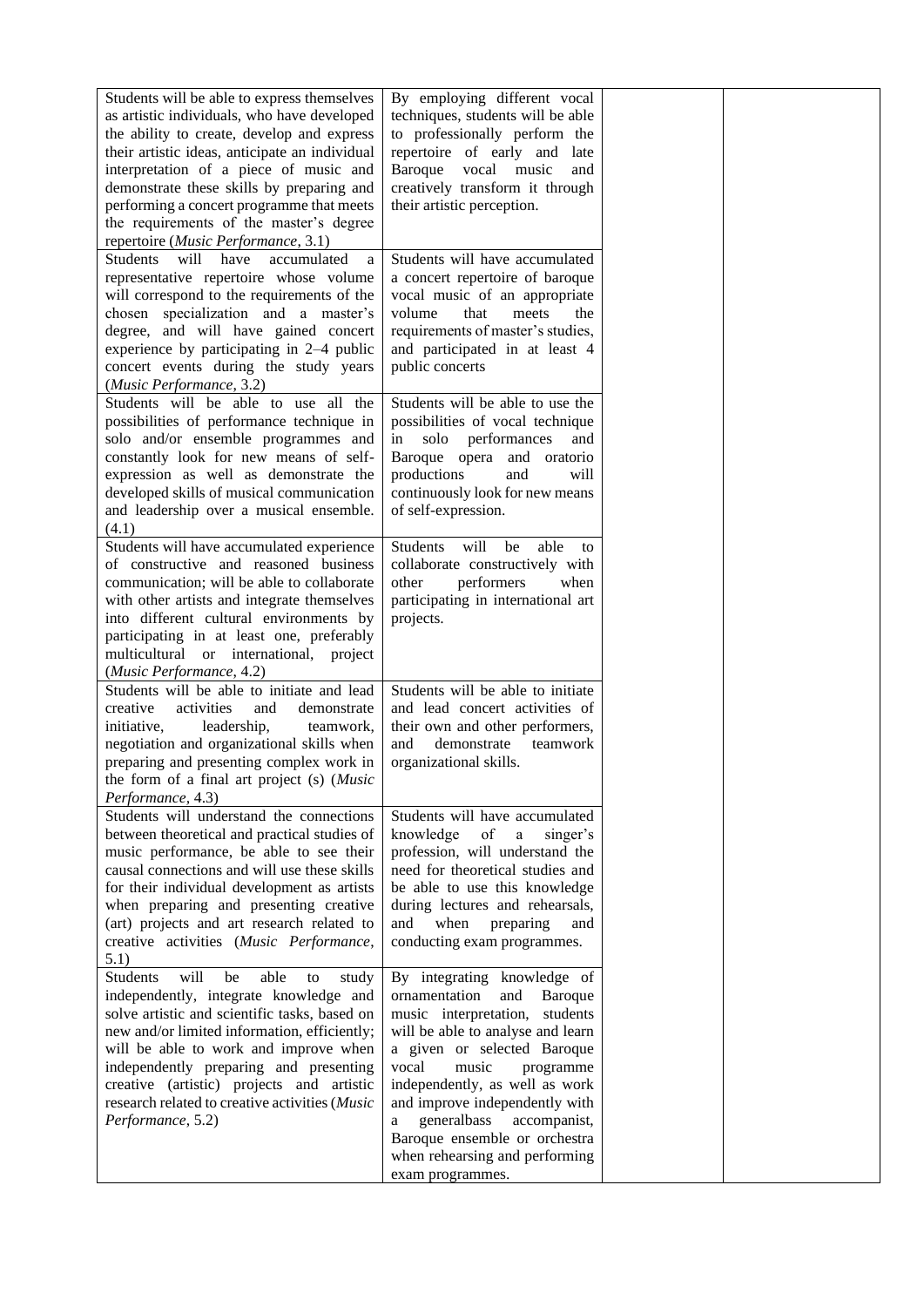| | | | |
|---|---|---|---|
| Students will be able to express themselves as artistic individuals, who have developed the ability to create, develop and express their artistic ideas, anticipate an individual interpretation of a piece of music and demonstrate these skills by preparing and performing a concert programme that meets the requirements of the master's degree repertoire (*Music Performance*, 3.1) | By employing different vocal techniques, students will be able to professionally perform the repertoire of early and late Baroque vocal music and creatively transform it through their artistic perception. | | |
| Students will have accumulated a representative repertoire whose volume will correspond to the requirements of the chosen specialization and a master's degree, and will have gained concert experience by participating in 2–4 public concert events during the study years (*Music Performance*, 3.2) | Students will have accumulated a concert repertoire of baroque vocal music of an appropriate volume that meets the requirements of master's studies, and participated in at least 4 public concerts | | |
| Students will be able to use all the possibilities of performance technique in solo and/or ensemble programmes and constantly look for new means of self-expression as well as demonstrate the developed skills of musical communication and leadership over a musical ensemble. (4.1) | Students will be able to use the possibilities of vocal technique in solo performances and Baroque opera and oratorio productions and will continuously look for new means of self-expression. | | |
| Students will have accumulated experience of constructive and reasoned business communication; will be able to collaborate with other artists and integrate themselves into different cultural environments by participating in at least one, preferably multicultural or international, project (*Music Performance*, 4.2) | Students will be able to collaborate constructively with other performers when participating in international art projects. | | |
| Students will be able to initiate and lead creative activities and demonstrate initiative, leadership, teamwork, negotiation and organizational skills when preparing and presenting complex work in the form of a final art project (s) (*Music Performance*, 4.3) | Students will be able to initiate and lead concert activities of their own and other performers, and demonstrate teamwork organizational skills. | | |
| Students will understand the connections between theoretical and practical studies of music performance, be able to see their causal connections and will use these skills for their individual development as artists when preparing and presenting creative (art) projects and art research related to creative activities (*Music Performance*, 5.1) | Students will have accumulated knowledge of a singer's profession, will understand the need for theoretical studies and be able to use this knowledge during lectures and rehearsals, and when preparing and conducting exam programmes. | | |
| Students will be able to study independently, integrate knowledge and solve artistic and scientific tasks, based on new and/or limited information, efficiently; will be able to work and improve when independently preparing and presenting creative (artistic) projects and artistic research related to creative activities (*Music Performance*, 5.2) | By integrating knowledge of ornamentation and Baroque music interpretation, students will be able to analyse and learn a given or selected Baroque vocal music programme independently, as well as work and improve independently with a generalbass accompanist, Baroque ensemble or orchestra when rehearsing and performing exam programmes. | | |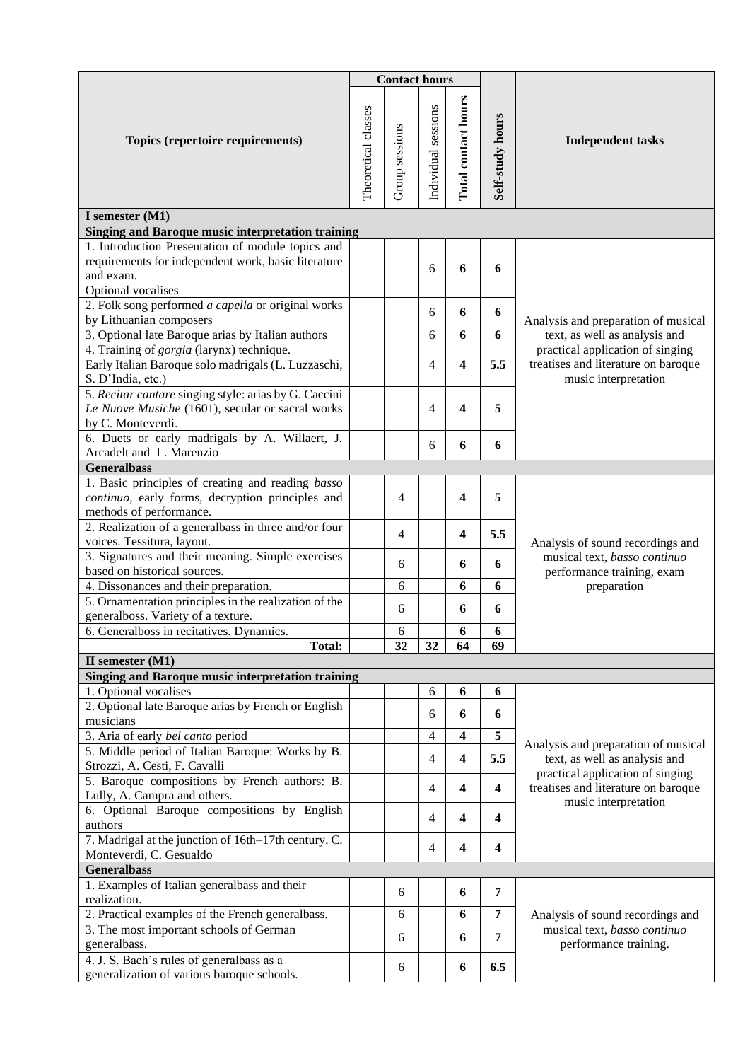| Topics (repertoire requirements) | Contact hours | | | | Self-study hours | Independent tasks |
|---|---|---|---|---|---|---|
| | Theoretical classes | Group sessions | Individual sessions | **Total contact hours** | | |
| **I semester (M1)** | | | | | | |
| **Singing and Baroque music interpretation training** | | | | | | |
| 1. Introduction Presentation of module topics and requirements for independent work, basic literature and exam. Optional vocalises | | | 6 | **6** | **6** | Analysis and preparation of musical text, as well as analysis and practical application of singing treatises and literature on baroque music interpretation |
| 2. Folk song performed *a capella* or original works by Lithuanian composers | | | 6 | **6** | **6** | |
| 3. Optional late Baroque arias by Italian authors | | | 6 | **6** | **6** | |
| 4. Training of *gorgia* (larynx) technique. Early Italian Baroque solo madrigals (L. Luzzaschi, S. D'India, etc.) | | | 4 | **4** | **5.5** | |
| 5. *Recitar cantare* singing style: arias by G. Caccini *Le Nuove Musiche* (1601), secular or sacral works by C. Monteverdi. | | | 4 | **4** | **5** | |
| 6. Duets or early madrigals by A. Willaert, J. Arcadelt and L. Marenzio | | | 6 | **6** | **6** | |
| **Generalbass** | | | | | | |
| 1. Basic principles of creating and reading *basso continuo*, early forms, decryption principles and methods of performance. | | 4 | | **4** | **5** | Analysis of sound recordings and musical text, *basso continuo* performance training, exam preparation |
| 2. Realization of a generalbass in three and/or four voices. Tessitura, layout. | | 4 | | **4** | **5.5** | |
| 3. Signatures and their meaning. Simple exercises based on historical sources. | | 6 | | **6** | **6** | |
| 4. Dissonances and their preparation. | | 6 | | **6** | **6** | |
| 5. Ornamentation principles in the realization of the generalboss. Variety of a texture. | | 6 | | **6** | **6** | |
| 6. Generalboss in recitatives. Dynamics. | | 6 | | **6** | **6** | |
| **Total:** | | **32** | **32** | **64** | **69** | |
| **II semester (M1)** | | | | | | |
| **Singing and Baroque music interpretation training** | | | | | | |
| 1. Optional vocalises | | | 6 | **6** | **6** | Analysis and preparation of musical text, as well as analysis and practical application of singing treatises and literature on baroque music interpretation |
| 2. Optional late Baroque arias by French or English musicians | | | 6 | **6** | **6** | |
| 3. Aria of early *bel canto* period | | | 4 | **4** | **5** | |
| 5. Middle period of Italian Baroque: Works by B. Strozzi, A. Cesti, F. Cavalli | | | 4 | **4** | **5.5** | |
| 5. Baroque compositions by French authors: B. Lully, A. Campra and others. | | | 4 | **4** | **4** | |
| 6. Optional Baroque compositions by English authors | | | 4 | **4** | **4** | |
| 7. Madrigal at the junction of 16th–17th century. C. Monteverdi, C. Gesualdo | | | 4 | **4** | **4** | |
| **Generalbass** | | | | | | |
| 1. Examples of Italian generalbass and their realization. | | 6 | | **6** | **7** | Analysis of sound recordings and musical text, *basso continuo* performance training. |
| 2. Practical examples of the French generalbass. | | 6 | | **6** | **7** | |
| 3. The most important schools of German generalbass. | | 6 | | **6** | **7** | |
| 4. J. S. Bach's rules of generalbass as a generalization of various baroque schools. | | 6 | | **6** | **6.5** | |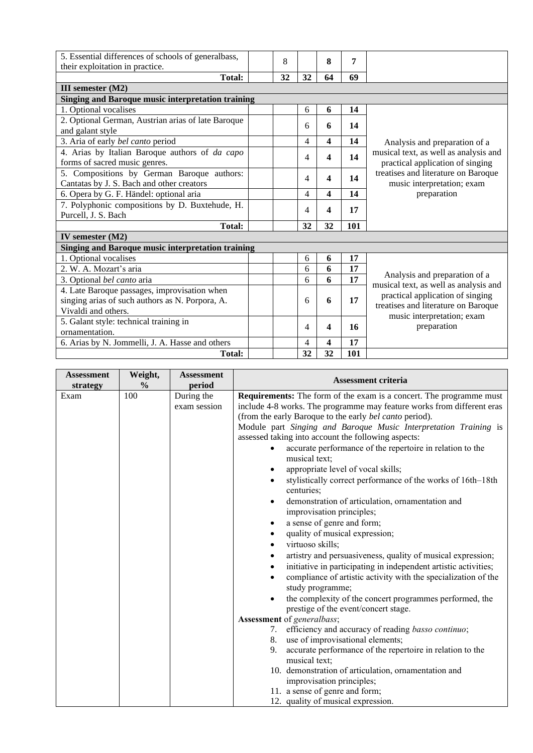| | | | | | | |
|---|---|---|---|---|---|---|
| 5. Essential differences of schools of generalbass, their exploitation in practice. | | 8 | | **8** | **7** | |
| **Total:** | | **32** | **32** | **64** | **69** | |
| **III semester (M2)** | | | | | | |
| **Singing and Baroque music interpretation training** | | | | | | |
| 1. Optional vocalises | | | 6 | **6** | **14** | Analysis and preparation of a musical text, as well as analysis and practical application of singing treatises and literature on Baroque music interpretation; exam preparation |
| 2. Optional German, Austrian arias of late Baroque and galant style | | | 6 | **6** | **14** | |
| 3. Aria of early *bel canto* period | | | 4 | **4** | **14** | |
| 4. Arias by Italian Baroque authors of *da capo* forms of sacred music genres. | | | 4 | **4** | **14** | |
| 5. Compositions by German Baroque authors: Cantatas by J. S. Bach and other creators | | | 4 | **4** | **14** | |
| 6. Opera by G. F. Händel: optional aria | | | 4 | **4** | **14** | |
| 7. Polyphonic compositions by D. Buxtehude, H. Purcell, J. S. Bach | | | 4 | **4** | **17** | |
| **Total:** | | | **32** | **32** | **101** | |
| **IV semester (M2)** | | | | | | |
| **Singing and Baroque music interpretation training** | | | | | | |
| 1. Optional vocalises | | | 6 | **6** | **17** | Analysis and preparation of a musical text, as well as analysis and practical application of singing treatises and literature on Baroque music interpretation; exam preparation |
| 2. W. A. Mozart's aria | | | 6 | **6** | **17** | |
| 3. Optional *bel canto* aria | | | 6 | **6** | **17** | |
| 4. Late Baroque passages, improvisation when singing arias of such authors as N. Porpora, A. Vivaldi and others. | | | 6 | **6** | **17** | |
| 5. Galant style: technical training in ornamentation. | | | 4 | **4** | **16** | |
| 6. Arias by N. Jommelli, J. A. Hasse and others | | | 4 | **4** | **17** | |
| **Total:** | | | **32** | **32** | **101** | |

| Assessment strategy | Weight, % | Assessment period | Assessment criteria |
|---|---|---|---|
| Exam | 100 | During the exam session | **Requirements:** The form of the exam is a concert. The programme must include 4-8 works. The programme may feature works from different eras (from the early Baroque to the early *bel canto* period).<br>Module part *Singing and Baroque Music Interpretation Training* is assessed taking into account the following aspects:<br>• accurate performance of the repertoire in relation to the musical text;<br>• appropriate level of vocal skills;<br>• stylistically correct performance of the works of 16th–18th centuries;<br>• demonstration of articulation, ornamentation and improvisation principles;<br>• a sense of genre and form;<br>• quality of musical expression;<br>• virtuoso skills;<br>• artistry and persuasiveness, quality of musical expression;<br>• initiative in participating in independent artistic activities;<br>• compliance of artistic activity with the specialization of the study programme;<br>• the complexity of the concert programmes performed, the prestige of the event/concert stage.<br>**Assessment** of *generalbass*;<br>7. efficiency and accuracy of reading *basso continuo*;<br>8. use of improvisational elements;<br>9. accurate performance of the repertoire in relation to the musical text;<br>10. demonstration of articulation, ornamentation and improvisation principles;<br>11. a sense of genre and form;<br>12. quality of musical expression. |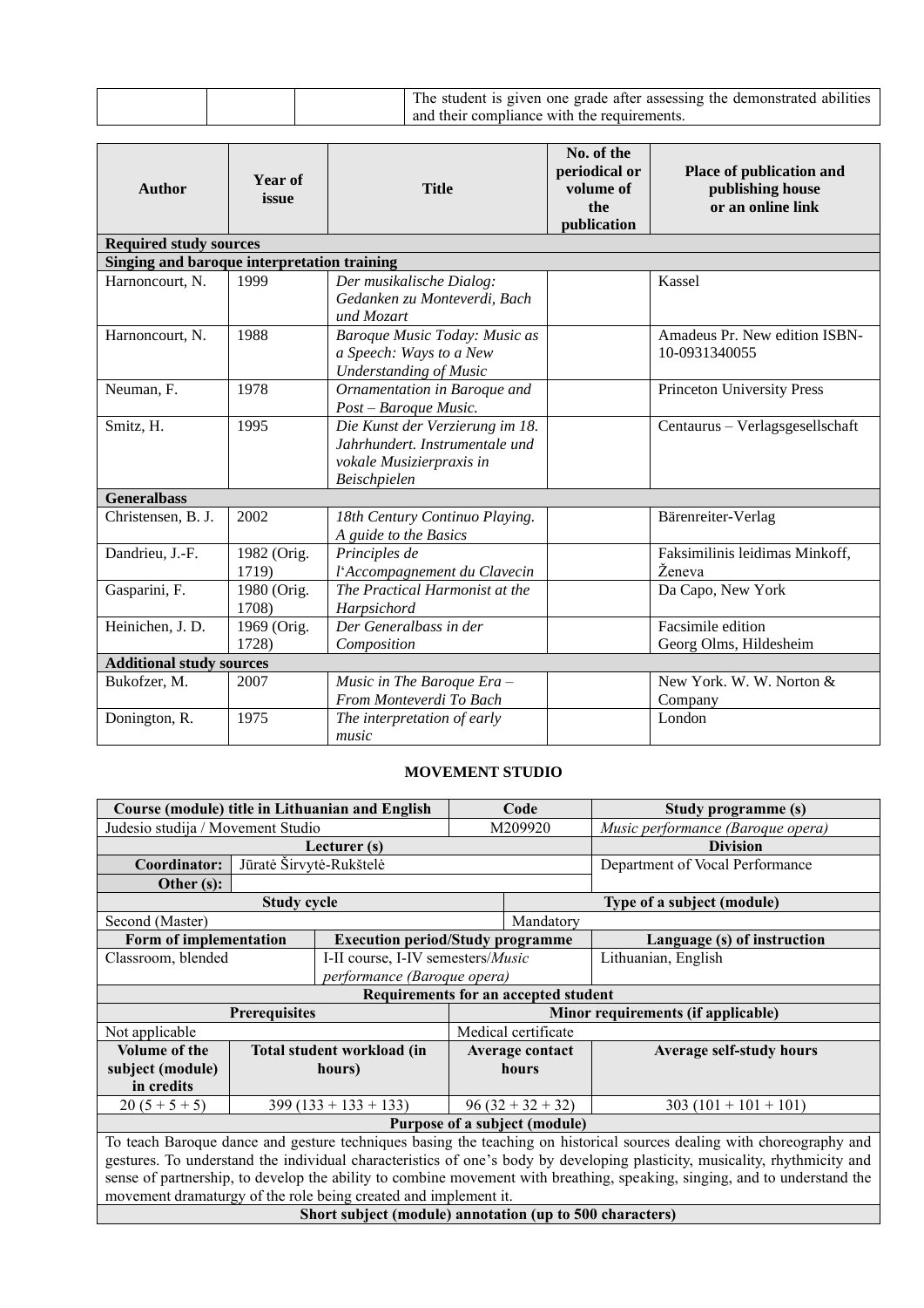| | | | The student is given one grade after assessing the demonstrated abilities and their compliance with the requirements. |
|---|---|---|---|

| Author | Year of issue | Title | No. of the periodical or volume of the publication | Place of publication and publishing house or an online link |
|---|---|---|---|---|
| **Required study sources** | | | | |
| **Singing and baroque interpretation training** | | | | |
| Harnoncourt, N. | 1999 | *Der musikalische Dialog: Gedanken zu Monteverdi, Bach und Mozart* | | Kassel |
| Harnoncourt, N. | 1988 | *Baroque Music Today: Music as a Speech: Ways to a New Understanding of Music* | | Amadeus Pr. New edition ISBN-10-0931340055 |
| Neuman, F. | 1978 | *Ornamentation in Baroque and Post – Baroque Music.* | | Princeton University Press |
| Smitz, H. | 1995 | *Die Kunst der Verzierung im 18. Jahrhundert. Instrumentale und vokale Musizierpraxis in Beischpielen* | | Centaurus – Verlagsgesellschaft |
| **Generalbass** | | | | |
| Christensen, B. J. | 2002 | *18th Century Continuo Playing. A guide to the Basics* | | Bärenreiter-Verlag |
| Dandrieu, J.-F. | 1982 (Orig. 1719) | *Principles de l'Accompagnement du Clavecin* | | Faksimilinis leidimas Minkoff, Ženeva |
| Gasparini, F. | 1980 (Orig. 1708) | *The Practical Harmonist at the Harpsichord* | | Da Capo, New York |
| Heinichen, J. D. | 1969 (Orig. 1728) | *Der Generalbass in der Composition* | | Facsimile edition Georg Olms, Hildesheim |
| **Additional study sources** | | | | |
| Bukofzer, M. | 2007 | *Music in The Baroque Era – From Monteverdi To Bach* | | New York. W. W. Norton & Company |
| Donington, R. | 1975 | *The interpretation of early music* | | London |

## MOVEMENT STUDIO

| Course (module) title in Lithuanian and English | | Code | Study programme (s) |
|---|---|---|---|
| Judesio studija / Movement Studio | | M209920 | *Music performance (Baroque opera)* |
| **Lecturer (s)** | | | **Division** |
| **Coordinator:** | Jūratė Širvytė-Rukštelė | | Department of Vocal Performance |
| **Other (s):** | | | |

| Study cycle | Type of a subject (module) |
|---|---|
| Second (Master) | Mandatory |

| Form of implementation | Execution period/Study programme | Language (s) of instruction |
|---|---|---|
| Classroom, blended | I-II course, I-IV semesters/*Music performance (Baroque opera)* | Lithuanian, English |

| Requirements for an accepted student | |
|---|---|
| **Prerequisites** | **Minor requirements (if applicable)** |
| Not applicable | Medical certificate |

| Volume of the subject (module) in credits | Total student workload (in hours) | Average contact hours | Average self-study hours |
|---|---|---|---|
| 20 (5 + 5 + 5) | 399 (133 + 133 + 133) | 96 (32 + 32 + 32) | 303 (101 + 101 + 101) |

| Purpose of a subject (module) |
|---|
| To teach Baroque dance and gesture techniques basing the teaching on historical sources dealing with choreography and gestures. To understand the individual characteristics of one's body by developing plasticity, musicality, rhythmicity and sense of partnership, to develop the ability to combine movement with breathing, speaking, singing, and to understand the movement dramaturgy of the role being created and implement it. |
| **Short subject (module) annotation (up to 500 characters)** |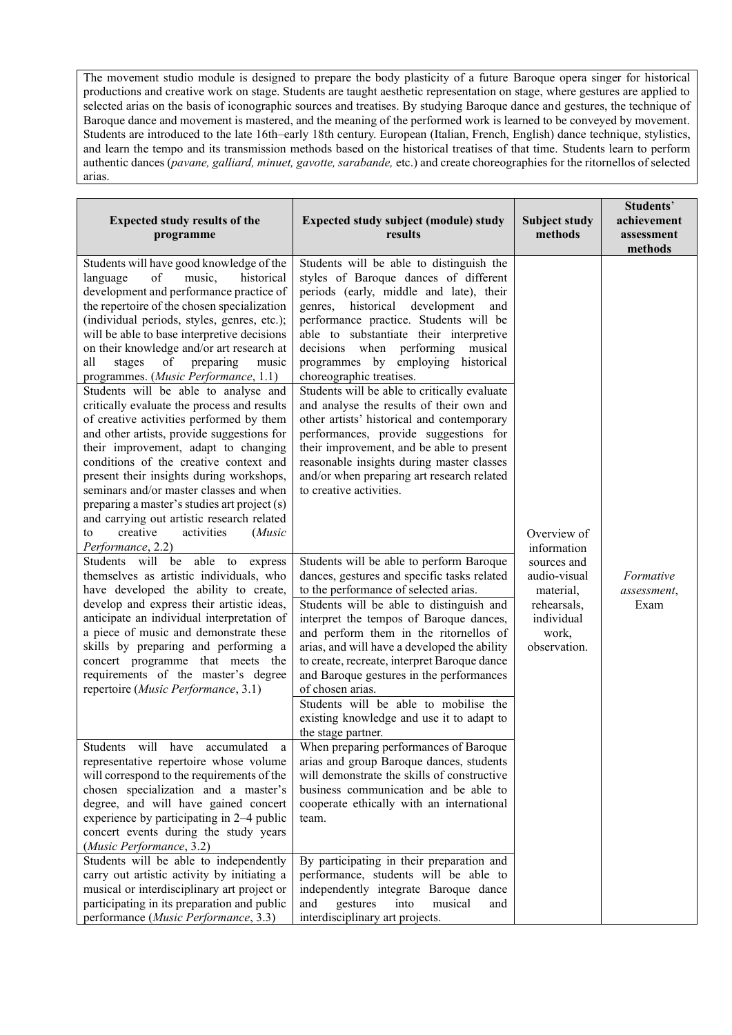The movement studio module is designed to prepare the body plasticity of a future Baroque opera singer for historical productions and creative work on stage. Students are taught aesthetic representation on stage, where gestures are applied to selected arias on the basis of iconographic sources and treatises. By studying Baroque dance and gestures, the technique of Baroque dance and movement is mastered, and the meaning of the performed work is learned to be conveyed by movement. Students are introduced to the late 16th–early 18th century. European (Italian, French, English) dance technique, stylistics, and learn the tempo and its transmission methods based on the historical treatises of that time. Students learn to perform authentic dances (*pavane, galliard, minuet, gavotte, sarabande,* etc.) and create choreographies for the ritornellos of selected arias.

| Expected study results of the programme | Expected study subject (module) study results | Subject study methods | Students' achievement assessment methods |
|---|---|---|---|
| Students will have good knowledge of the language of music, historical development and performance practice of the repertoire of the chosen specialization (individual periods, styles, genres, etc.); will be able to base interpretive decisions on their knowledge and/or art research at all stages of preparing music programmes. (*Music Performance*, 1.1) | Students will be able to distinguish the styles of Baroque dances of different periods (early, middle and late), their genres, historical development and performance practice. Students will be able to substantiate their interpretive decisions when performing musical programmes by employing historical choreographic treatises. | Overview of information sources and audio-visual material, rehearsals, individual work, observation. | *Formative assessment*, Exam |
| Students will be able to analyse and critically evaluate the process and results of creative activities performed by them and other artists, provide suggestions for their improvement, adapt to changing conditions of the creative context and present their insights during workshops, seminars and/or master classes and when preparing a master's studies art project (s) and carrying out artistic research related to creative activities (*Music Performance*, 2.2) | Students will be able to critically evaluate and analyse the results of their own and other artists' historical and contemporary performances, provide suggestions for their improvement, and be able to present reasonable insights during master classes and/or when preparing art research related to creative activities. | | |
| Students will be able to express themselves as artistic individuals, who have developed the ability to create, develop and express their artistic ideas, anticipate an individual interpretation of a piece of music and demonstrate these skills by preparing and performing a concert programme that meets the requirements of the master's degree repertoire (*Music Performance*, 3.1) | Students will be able to perform Baroque dances, gestures and specific tasks related to the performance of selected arias. | | |
| | Students will be able to distinguish and interpret the tempos of Baroque dances, and perform them in the ritornellos of arias, and will have a developed the ability to create, recreate, interpret Baroque dance and Baroque gestures in the performances of chosen arias. | | |
| | Students will be able to mobilise the existing knowledge and use it to adapt to the stage partner. | | |
| Students will have accumulated a representative repertoire whose volume will correspond to the requirements of the chosen specialization and a master's degree, and will have gained concert experience by participating in 2–4 public concert events during the study years (*Music Performance*, 3.2) | When preparing performances of Baroque arias and group Baroque dances, students will demonstrate the skills of constructive business communication and be able to cooperate ethically with an international team. | | |
| Students will be able to independently carry out artistic activity by initiating a musical or interdisciplinary art project or participating in its preparation and public performance (*Music Performance*, 3.3) | By participating in their preparation and performance, students will be able to independently integrate Baroque dance and gestures into musical and interdisciplinary art projects. | | |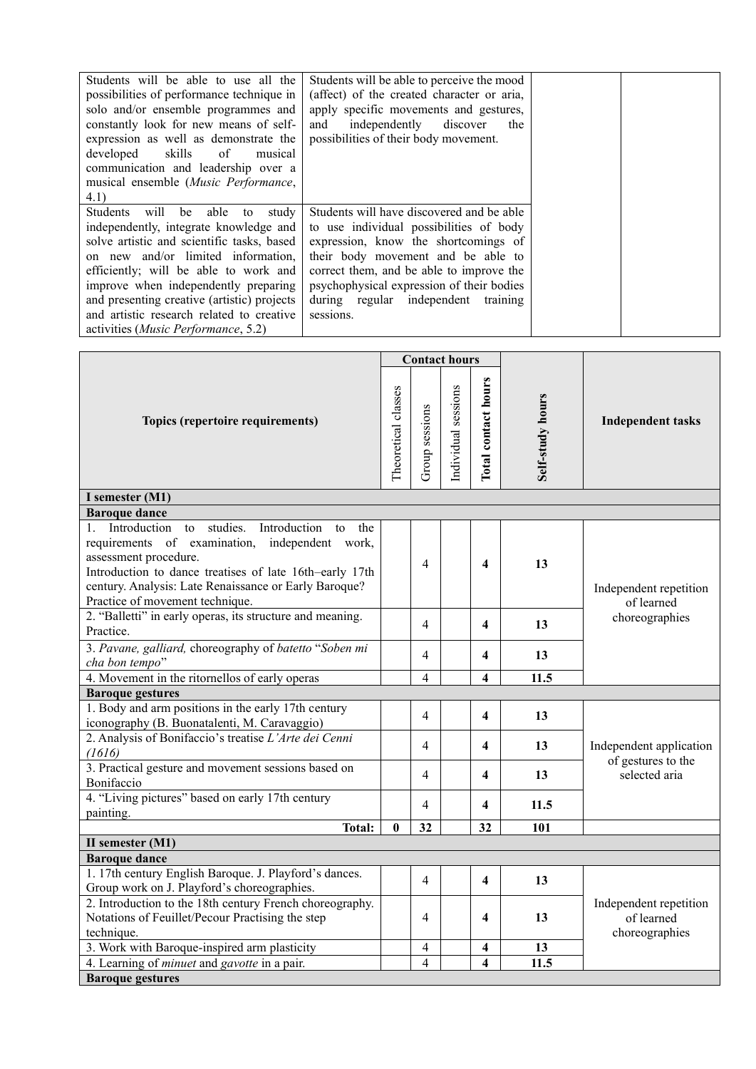| | | | |
|---|---|---|---|
| Students will be able to use all the possibilities of performance technique in solo and/or ensemble programmes and constantly look for new means of self-expression as well as demonstrate the developed skills of musical communication and leadership over a musical ensemble (*Music Performance*, 4.1) | Students will be able to perceive the mood (affect) of the created character or aria, apply specific movements and gestures, and independently discover the possibilities of their body movement. | | |
| Students will be able to study independently, integrate knowledge and solve artistic and scientific tasks, based on new and/or limited information, efficiently; will be able to work and improve when independently preparing and presenting creative (artistic) projects and artistic research related to creative activities (*Music Performance*, 5.2) | Students will have discovered and be able to use individual possibilities of body expression, know the shortcomings of their body movement and be able to correct them, and be able to improve the psychophysical expression of their bodies during regular independent training sessions. | | |

| Topics (repertoire requirements) | Contact hours | | | | Self-study hours | Independent tasks |
|---|---|---|---|---|---|---|
| | Theoretical classes | Group sessions | Individual sessions | **Total contact hours** | | |
| **I semester (M1)** | | | | | | |
| **Baroque dance** | | | | | | |
| 1. Introduction to studies. Introduction to the requirements of examination, independent work, assessment procedure. Introduction to dance treatises of late 16th–early 17th century. Analysis: Late Renaissance or Early Baroque? Practice of movement technique. | | 4 | | **4** | **13** | Independent repetition of learned choreographies |
| 2. "Balletti" in early operas, its structure and meaning. Practice. | | 4 | | **4** | **13** | |
| 3. *Pavane, galliard,* choreography of *batetto* "*Soben mi cha bon tempo*" | | 4 | | **4** | **13** | |
| 4. Movement in the ritornellos of early operas | | 4 | | **4** | **11.5** | |
| **Baroque gestures** | | | | | | |
| 1. Body and arm positions in the early 17th century iconography (B. Buonatalenti, M. Caravaggio) | | 4 | | **4** | **13** | Independent application of gestures to the selected aria |
| 2. Analysis of Bonifaccio's treatise *L'Arte dei Cenni (1616)* | | 4 | | **4** | **13** | |
| 3. Practical gesture and movement sessions based on Bonifaccio | | 4 | | **4** | **13** | |
| 4. "Living pictures" based on early 17th century painting. | | 4 | | **4** | **11.5** | |
| **Total:** | **0** | **32** | | **32** | **101** | |
| **II semester (M1)** | | | | | | |
| **Baroque dance** | | | | | | |
| 1. 17th century English Baroque. J. Playford's dances. Group work on J. Playford's choreographies. | | 4 | | **4** | **13** | Independent repetition of learned choreographies |
| 2. Introduction to the 18th century French choreography. Notations of Feuillet/Pecour Practising the step technique. | | 4 | | **4** | **13** | |
| 3. Work with Baroque-inspired arm plasticity | | 4 | | **4** | **13** | |
| 4. Learning of *minuet* and *gavotte* in a pair. | | 4 | | **4** | **11.5** | |
| **Baroque gestures** | | | | | | |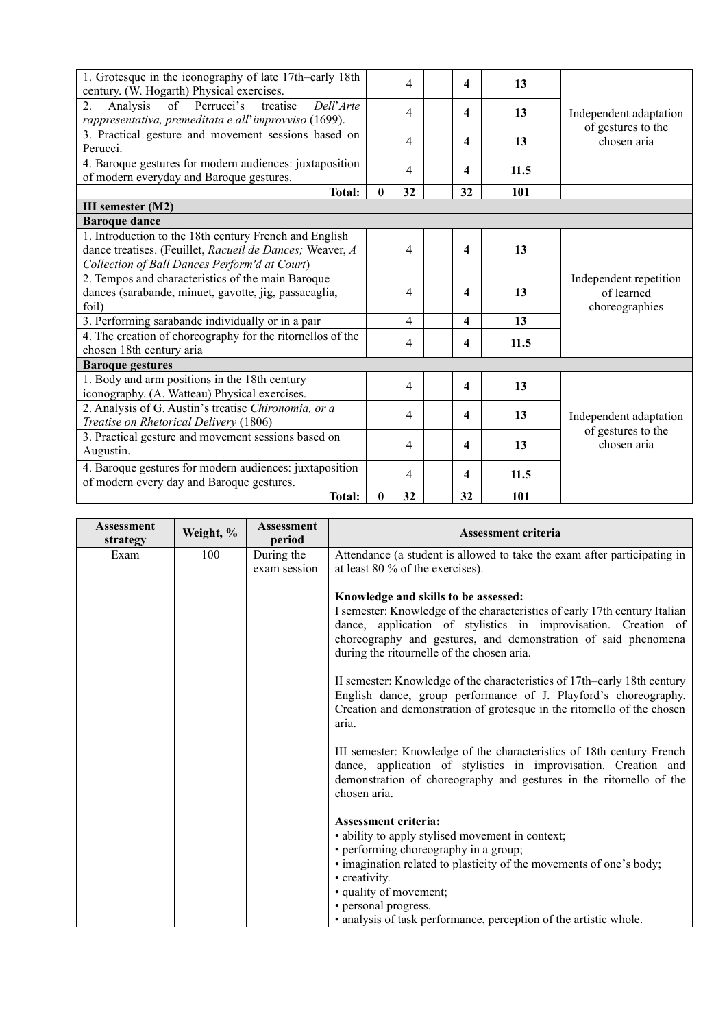| | | | | | | |
|---|---|---|---|---|---|---|
| 1. Grotesque in the iconography of late 17th–early 18th century. (W. Hogarth) Physical exercises. | | 4 | | **4** | **13** | Independent adaptation of gestures to the chosen aria |
| 2. Analysis of Perrucci's treatise *Dell'Arte rappresentativa, premeditata e all'improvviso* (1699). | | 4 | | **4** | **13** | |
| 3. Practical gesture and movement sessions based on Perucci. | | 4 | | **4** | **13** | |
| 4. Baroque gestures for modern audiences: juxtaposition of modern everyday and Baroque gestures. | | 4 | | **4** | **11.5** | |
| **Total:** | **0** | **32** | | **32** | **101** | |
| **III semester (M2)** | | | | | | |
| **Baroque dance** | | | | | | |
| 1. Introduction to the 18th century French and English dance treatises. (Feuillet, *Racueil de Dances;* Weaver, *A Collection of Ball Dances Perform'd at Court*) | | 4 | | **4** | **13** | Independent repetition of learned choreographies |
| 2. Tempos and characteristics of the main Baroque dances (sarabande, minuet, gavotte, jig, passacaglia, foil) | | 4 | | **4** | **13** | |
| 3. Performing sarabande individually or in a pair | | 4 | | **4** | **13** | |
| 4. The creation of choreography for the ritornellos of the chosen 18th century aria | | 4 | | **4** | **11.5** | |
| **Baroque gestures** | | | | | | |
| 1. Body and arm positions in the 18th century iconography. (A. Watteau) Physical exercises. | | 4 | | **4** | **13** | Independent adaptation of gestures to the chosen aria |
| 2. Analysis of G. Austin's treatise *Chironomia, or a Treatise on Rhetorical Delivery* (1806) | | 4 | | **4** | **13** | |
| 3. Practical gesture and movement sessions based on Augustin. | | 4 | | **4** | **13** | |
| 4. Baroque gestures for modern audiences: juxtaposition of modern every day and Baroque gestures. | | 4 | | **4** | **11.5** | |
| **Total:** | **0** | **32** | | **32** | **101** | |

| Assessment strategy | Weight, % | Assessment period | Assessment criteria |
|---|---|---|---|
| Exam | 100 | During the exam session | Attendance (a student is allowed to take the exam after participating in at least 80 % of the exercises).<br><br>**Knowledge and skills to be assessed:**<br>I semester: Knowledge of the characteristics of early 17th century Italian dance, application of stylistics in improvisation. Creation of choreography and gestures, and demonstration of said phenomena during the ritournelle of the chosen aria.<br><br>II semester: Knowledge of the characteristics of 17th–early 18th century English dance, group performance of J. Playford's choreography. Creation and demonstration of grotesque in the ritornello of the chosen aria.<br><br>III semester: Knowledge of the characteristics of 18th century French dance, application of stylistics in improvisation. Creation and demonstration of choreography and gestures in the ritornello of the chosen aria.<br><br>**Assessment criteria:**<br>• ability to apply stylised movement in context;<br>• performing choreography in a group;<br>• imagination related to plasticity of the movements of one's body;<br>• creativity.<br>• quality of movement;<br>• personal progress.<br>• analysis of task performance, perception of the artistic whole. |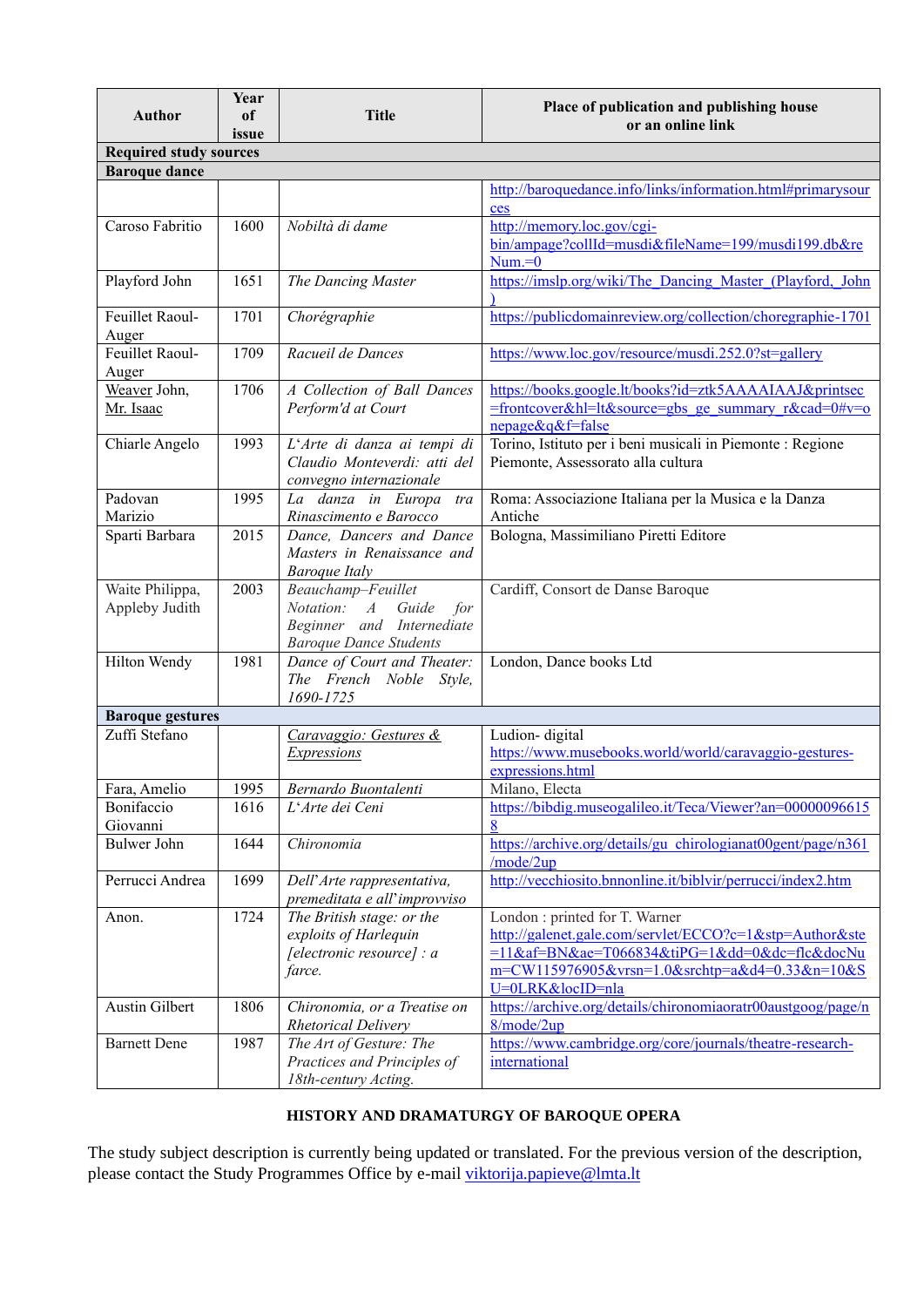| Author | Year of issue | Title | Place of publication and publishing house or an online link |
|---|---|---|---|
| **Required study sources** | | | |
| **Baroque dance** | | | |
| | | | http://baroquedance.info/links/information.html#primarysources |
| Caroso Fabritio | 1600 | *Nobiltà di dame* | http://memory.loc.gov/cgi-bin/ampage?collId=musdi&fileName=199/musdi199.db&recNum.=0 |
| Playford John | 1651 | *The Dancing Master* | https://imslp.org/wiki/The_Dancing_Master_(Playford,_John) |
| Feuillet Raoul-Auger | 1701 | *Chorégraphie* | https://publicdomainreview.org/collection/choregraphie-1701 |
| Feuillet Raoul-Auger | 1709 | *Racueil de Dances* | https://www.loc.gov/resource/musdi.252.0?st=gallery |
| Weaver John, Mr. Isaac | 1706 | *A Collection of Ball Dances Perform'd at Court* | https://books.google.lt/books?id=ztk5AAAAIAAJ&printsec=frontcover&hl=lt&source=gbs_ge_summary_r&cad=0#v=onepage&q&f=false |
| Chiarle Angelo | 1993 | *L'Arte di danza ai tempi di Claudio Monteverdi: atti del convegno internazionale* | Torino, Istituto per i beni musicali in Piemonte : Regione Piemonte, Assessorato alla cultura |
| Padovan Marizio | 1995 | *La danza in Europa tra Rinascimento e Barocco* | Roma: Associazione Italiana per la Musica e la Danza Antiche |
| Sparti Barbara | 2015 | *Dance, Dancers and Dance Masters in Renaissance and Baroque Italy* | Bologna, Massimiliano Piretti Editore |
| Waite Philippa, Appleby Judith | 2003 | *Beauchamp–Feuillet Notation: A Guide for Beginner and Internediate Baroque Dance Students* | Cardiff, Consort de Danse Baroque |
| Hilton Wendy | 1981 | *Dance of Court and Theater: The French Noble Style, 1690-1725* | London, Dance books Ltd |
| **Baroque gestures** | | | |
| Zuffi Stefano | | *Caravaggio: Gestures & Expressions* | Ludion- digital https://www.musebooks.world/world/caravaggio-gestures-expressions.html |
| Fara, Amelio | 1995 | *Bernardo Buontalenti* | Milano, Electa |
| Bonifaccio Giovanni | 1616 | *L'Arte dei Ceni* | https://bibdig.museogalileo.it/Teca/Viewer?an=000000966158 |
| Bulwer John | 1644 | *Chironomia* | https://archive.org/details/gu_chirologianat00gent/page/n361/mode/2up |
| Perrucci Andrea | 1699 | *Dell'Arte rappresentativa, premeditata e all'improvviso* | http://vecchiosito.bnnonline.it/biblvir/perrucci/index2.htm |
| Anon. | 1724 | *The British stage: or the exploits of Harlequin [electronic resource] : a farce.* | London : printed for T. Warner http://galenet.gale.com/servlet/ECCO?c=1&stp=Author&ste=11&af=BN&ae=T066834&tiPG=1&dd=0&dc=flc&docNum=CW115976905&vrsn=1.0&srchtp=a&d4=0.33&n=10&SU=0LRK&locID=nla |
| Austin Gilbert | 1806 | *Chironomia, or a Treatise on Rhetorical Delivery* | https://archive.org/details/chironomiaoratr00austgoog/page/n8/mode/2up |
| Barnett Dene | 1987 | *The Art of Gesture: The Practices and Principles of 18th-century Acting.* | https://www.cambridge.org/core/journals/theatre-research-international |

**HISTORY AND DRAMATURGY OF BAROQUE OPERA**

The study subject description is currently being updated or translated. For the previous version of the description, please contact the Study Programmes Office by e-mail viktorija.papieve@lmta.lt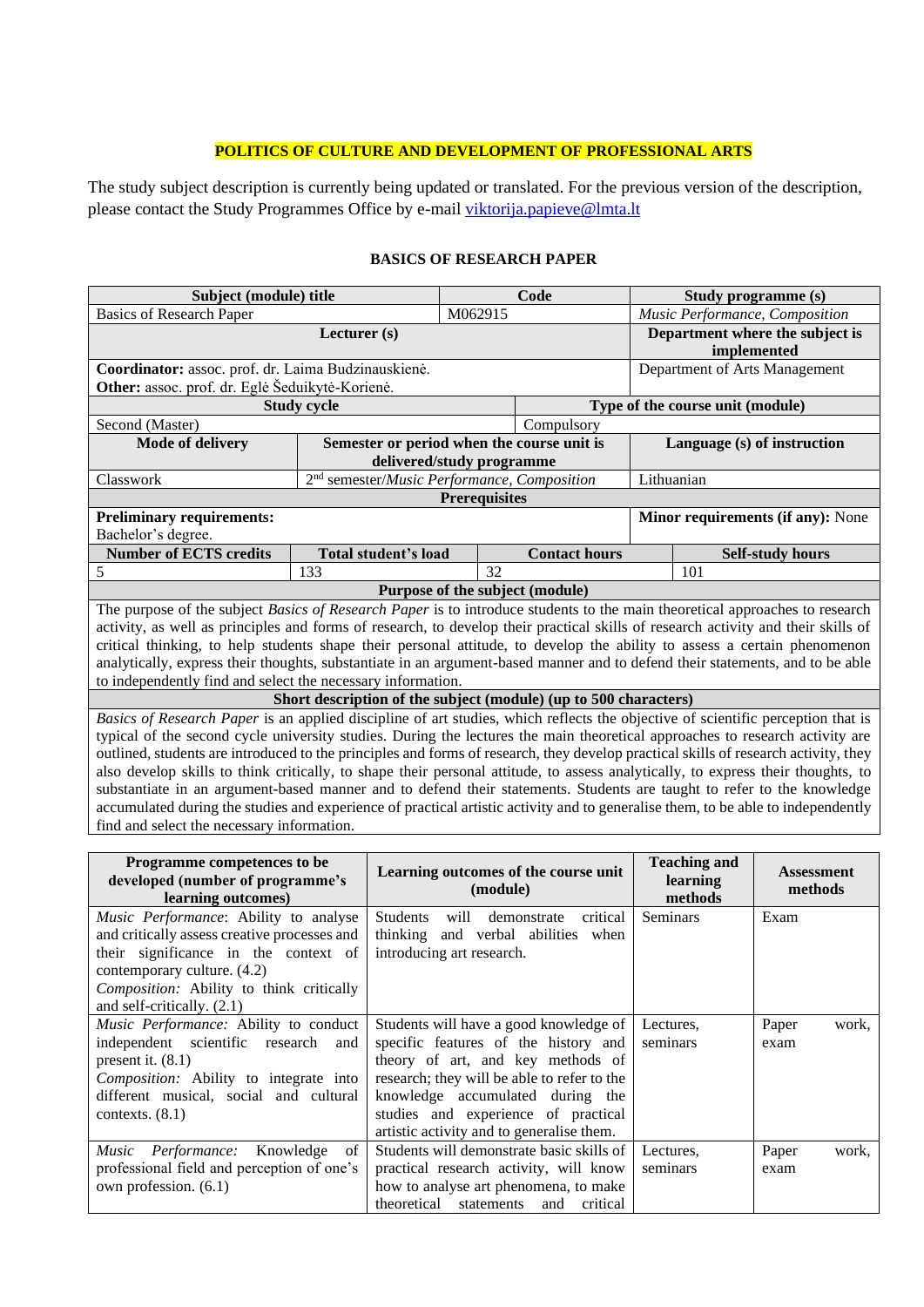**POLITICS OF CULTURE AND DEVELOPMENT OF PROFESSIONAL ARTS**

The study subject description is currently being updated or translated. For the previous version of the description, please contact the Study Programmes Office by e-mail viktorija.papieve@lmta.lt

## BASICS OF RESEARCH PAPER

| Subject (module) title | | Code | | Study programme (s) |
|---|---|---|---|---|
| Basics of Research Paper | | M062915 | | *Music Performance, Composition* |
| **Lecturer (s)** | | | | **Department where the subject is implemented** |
| **Coordinator:** assoc. prof. dr. Laima Budzinauskienė.<br>**Other:** assoc. prof. dr. Eglė Šeduikytė-Korienė. | | | | Department of Arts Management |
| **Study cycle** | | **Type of the course unit (module)** | | |
| Second (Master) | | Compulsory | | |
| **Mode of delivery** | **Semester or period when the course unit is delivered/study programme** | | | **Language (s) of instruction** |
| Classwork | 2nd semester/*Music Performance, Composition* | | | Lithuanian |
| **Prerequisites** | | | | |
| **Preliminary requirements:**<br>Bachelor's degree. | | | | **Minor requirements (if any):** None |
| **Number of ECTS credits** | **Total student's load** | **Contact hours** | | **Self-study hours** |
| 5 | 133 | 32 | | 101 |
| **Purpose of the subject (module)** | | | | |
| The purpose of the subject *Basics of Research Paper* is to introduce students to the main theoretical approaches to research activity, as well as principles and forms of research, to develop their practical skills of research activity and their skills of critical thinking, to help students shape their personal attitude, to develop the ability to assess a certain phenomenon analytically, express their thoughts, substantiate in an argument-based manner and to defend their statements, and to be able to independently find and select the necessary information. | | | | |
| **Short description of the subject (module) (up to 500 characters)** | | | | |
| *Basics of Research Paper* is an applied discipline of art studies, which reflects the objective of scientific perception that is typical of the second cycle university studies. During the lectures the main theoretical approaches to research activity are outlined, students are introduced to the principles and forms of research, they develop practical skills of research activity, they also develop skills to think critically, to shape their personal attitude, to assess analytically, to express their thoughts, to substantiate in an argument-based manner and to defend their statements. Students are taught to refer to the knowledge accumulated during the studies and experience of practical artistic activity and to generalise them, to be able to independently find and select the necessary information. | | | | |

| Programme competences to be developed (number of programme's learning outcomes) | Learning outcomes of the course unit (module) | Teaching and learning methods | Assessment methods |
|---|---|---|---|
| *Music Performance*: Ability to analyse and critically assess creative processes and their significance in the context of contemporary culture. (4.2)<br>*Composition:* Ability to think critically and self-critically. (2.1) | Students will demonstrate critical thinking and verbal abilities when introducing art research. | Seminars | Exam |
| *Music Performance:* Ability to conduct independent scientific research and present it. (8.1)<br>*Composition:* Ability to integrate into different musical, social and cultural contexts. (8.1) | Students will have a good knowledge of specific features of the history and theory of art, and key methods of research; they will be able to refer to the knowledge accumulated during the studies and experience of practical artistic activity and to generalise them. | Lectures, seminars | Paper work, exam |
| *Music Performance:* Knowledge of professional field and perception of one's own profession. (6.1) | Students will demonstrate basic skills of practical research activity, will know how to analyse art phenomena, to make theoretical statements and critical | Lectures, seminars | Paper work, exam |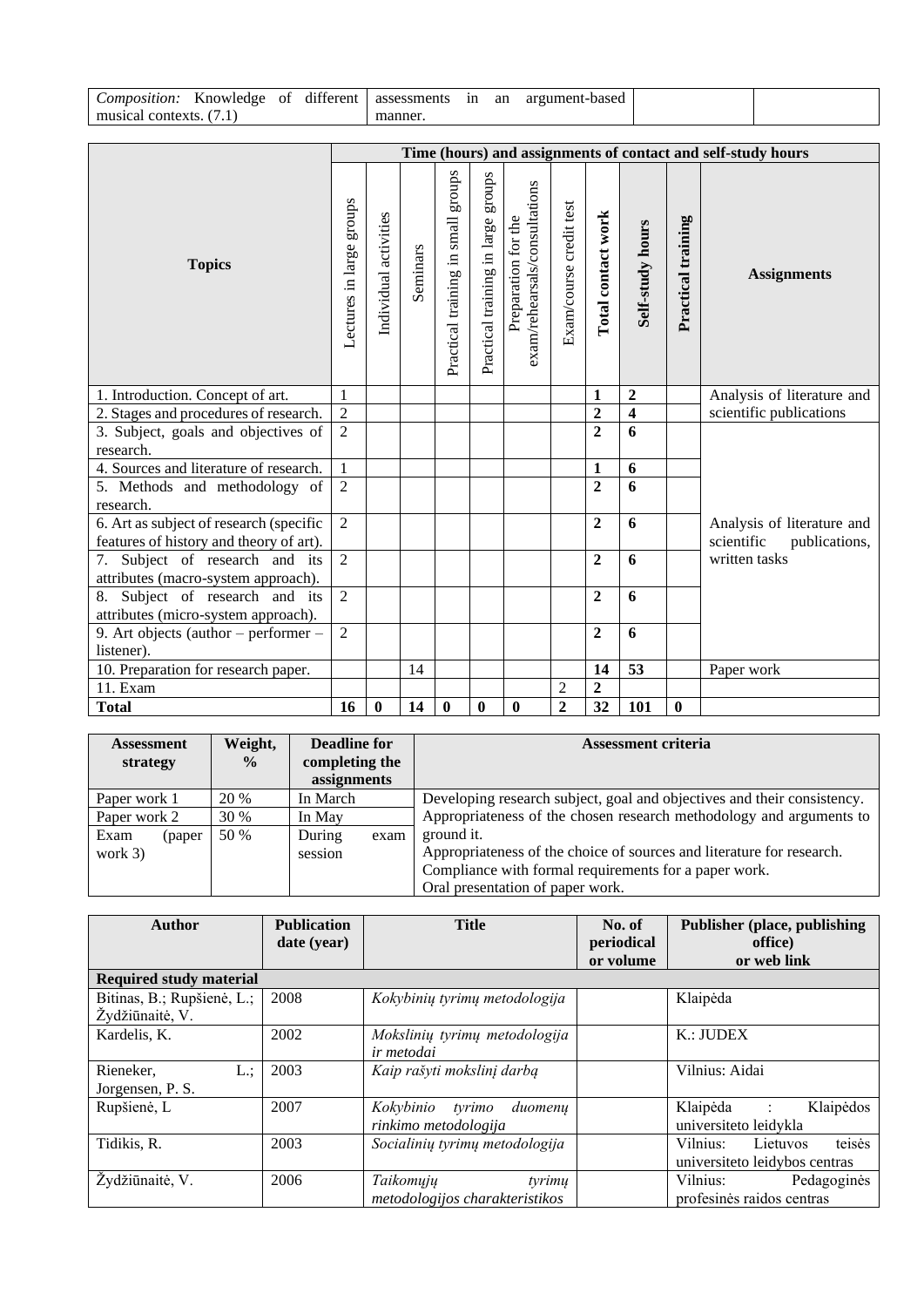| *Composition:* Knowledge of different musical contexts. (7.1) | assessments in an argument-based manner. | | |
|---|---|---|---|

| Topics | Time (hours) and assignments of contact and self-study hours | | | | | | | | | | |
|---|---|---|---|---|---|---|---|---|---|---|---|
| | Lectures in large groups | Individual activities | Seminars | Practical training in small groups | Practical training in large groups | Preparation for the exam/rehearsals/consultations | Exam/course credit test | **Total contact work** | **Self-study hours** | **Practical training** | **Assignments** |
| 1. Introduction. Concept of art. | 1 | | | | | | | **1** | **2** | | Analysis of literature and scientific publications |
| 2. Stages and procedures of research. | 2 | | | | | | | **2** | **4** | | |
| 3. Subject, goals and objectives of research. | 2 | | | | | | | **2** | **6** | | Analysis of literature and scientific publications, written tasks |
| 4. Sources and literature of research. | 1 | | | | | | | **1** | **6** | | |
| 5. Methods and methodology of research. | 2 | | | | | | | **2** | **6** | | |
| 6. Art as subject of research (specific features of history and theory of art). | 2 | | | | | | | **2** | **6** | | |
| 7. Subject of research and its attributes (macro-system approach). | 2 | | | | | | | **2** | **6** | | |
| 8. Subject of research and its attributes (micro-system approach). | 2 | | | | | | | **2** | **6** | | |
| 9. Art objects (author – performer – listener). | 2 | | | | | | | **2** | **6** | | |
| 10. Preparation for research paper. | | | 14 | | | | | **14** | **53** | | Paper work |
| 11. Exam | | | | | | | 2 | **2** | | | |
| **Total** | **16** | **0** | **14** | **0** | **0** | **0** | **2** | **32** | **101** | **0** | |

| Assessment strategy | Weight, % | Deadline for completing the assignments | Assessment criteria |
|---|---|---|---|
| Paper work 1 | 20 % | In March | Developing research subject, goal and objectives and their consistency. Appropriateness of the chosen research methodology and arguments to ground it. Appropriateness of the choice of sources and literature for research. Compliance with formal requirements for a paper work. Oral presentation of paper work. |
| Paper work 2 | 30 % | In May | |
| Exam (paper work 3) | 50 % | During exam session | |

| Author | Publication date (year) | Title | No. of periodical or volume | Publisher (place, publishing office) or web link |
|---|---|---|---|---|
| **Required study material** | | | | |
| Bitinas, B.; Rupšienė, L.; Žydžiūnaitė, V. | 2008 | *Kokybinių tyrimų metodologija* | | Klaipėda |
| Kardelis, K. | 2002 | *Mokslinių tyrimų metodologija ir metodai* | | K.: JUDEX |
| Rieneker, L.; Jorgensen, P. S. | 2003 | *Kaip rašyti mokslinį darbą* | | Vilnius: Aidai |
| Rupšienė, L | 2007 | *Kokybinio tyrimo duomenų rinkimo metodologija* | | Klaipėda : Klaipėdos universiteto leidykla |
| Tidikis, R. | 2003 | *Socialinių tyrimų metodologija* | | Vilnius: Lietuvos teisės universiteto leidybos centras |
| Žydžiūnaitė, V. | 2006 | *Taikomųjų tyrimų metodologijos charakteristikos* | | Vilnius: Pedagoginės profesinės raidos centras |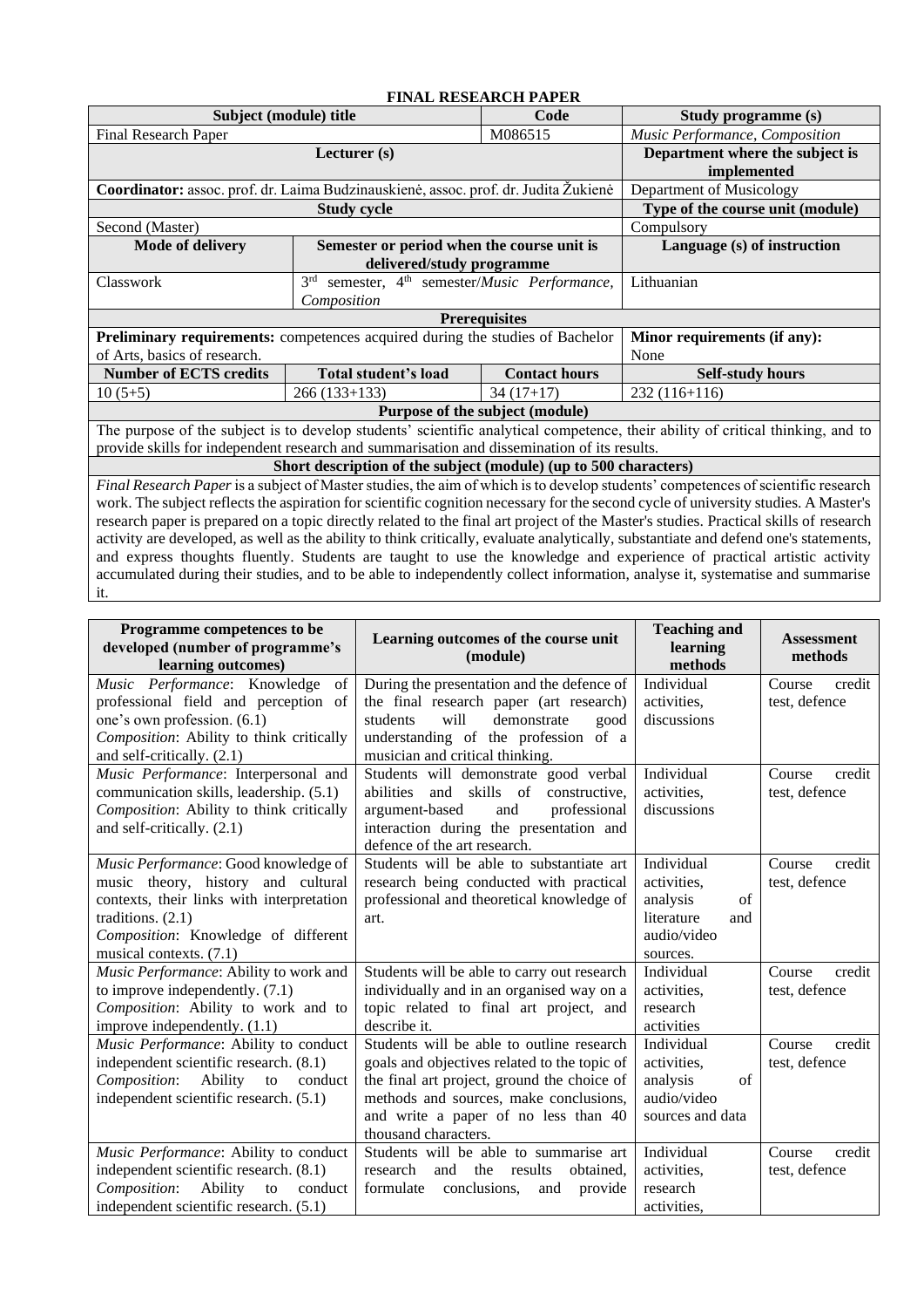# FINAL RESEARCH PAPER

| Subject (module) title | | Code | Study programme (s) |
|---|---|---|---|
| Final Research Paper | | M086515 | *Music Performance, Composition* |
| Lecturer (s) | | | Department where the subject is implemented |
| **Coordinator:** assoc. prof. dr. Laima Budzinauskienė, assoc. prof. dr. Judita Žukienė | | | Department of Musicology |
| Study cycle | | | Type of the course unit (module) |
| Second (Master) | | | Compulsory |
| Mode of delivery | Semester or period when the course unit is delivered/study programme | | Language (s) of instruction |
| Classwork | 3rd semester, 4th semester/*Music Performance, Composition* | | Lithuanian |
| Prerequisites | | | |
| **Preliminary requirements:** competences acquired during the studies of Bachelor of Arts, basics of research. | | | **Minor requirements (if any):** None |
| Number of ECTS credits | Total student's load | Contact hours | Self-study hours |
| 10 (5+5) | 266 (133+133) | 34 (17+17) | 232 (116+116) |
| Purpose of the subject (module) | | | |
| The purpose of the subject is to develop students' scientific analytical competence, their ability of critical thinking, and to provide skills for independent research and summarisation and dissemination of its results. | | | |
| Short description of the subject (module) (up to 500 characters) | | | |
| *Final Research Paper* is a subject of Master studies, the aim of which is to develop students' competences of scientific research work. The subject reflects the aspiration for scientific cognition necessary for the second cycle of university studies. A Master's research paper is prepared on a topic directly related to the final art project of the Master's studies. Practical skills of research activity are developed, as well as the ability to think critically, evaluate analytically, substantiate and defend one's statements, and express thoughts fluently. Students are taught to use the knowledge and experience of practical artistic activity accumulated during their studies, and to be able to independently collect information, analyse it, systematise and summarise it. | | | |

| Programme competences to be developed (number of programme's learning outcomes) | Learning outcomes of the course unit (module) | Teaching and learning methods | Assessment methods |
|---|---|---|---|
| *Music Performance*: Knowledge of professional field and perception of one's own profession. (6.1) *Composition*: Ability to think critically and self-critically. (2.1) | During the presentation and the defence of the final research paper (art research) students will demonstrate good understanding of the profession of a musician and critical thinking. | Individual activities, discussions | Course credit test, defence |
| *Music Performance*: Interpersonal and communication skills, leadership. (5.1) *Composition*: Ability to think critically and self-critically. (2.1) | Students will demonstrate good verbal abilities and skills of constructive, argument-based and professional interaction during the presentation and defence of the art research. | Individual activities, discussions | Course credit test, defence |
| *Music Performance*: Good knowledge of music theory, history and cultural contexts, their links with interpretation traditions. (2.1) *Composition*: Knowledge of different musical contexts. (7.1) | Students will be able to substantiate art research being conducted with practical professional and theoretical knowledge of art. | Individual activities, analysis of literature and audio/video sources. | Course credit test, defence |
| *Music Performance*: Ability to work and to improve independently. (7.1) *Composition*: Ability to work and to improve independently. (1.1) | Students will be able to carry out research individually and in an organised way on a topic related to final art project, and describe it. | Individual activities, research activities | Course credit test, defence |
| *Music Performance*: Ability to conduct independent scientific research. (8.1) *Composition*: Ability to conduct independent scientific research. (5.1) | Students will be able to outline research goals and objectives related to the topic of the final art project, ground the choice of methods and sources, make conclusions, and write a paper of no less than 40 thousand characters. | Individual activities, analysis of audio/video sources and data | Course credit test, defence |
| *Music Performance*: Ability to conduct independent scientific research. (8.1) *Composition*: Ability to conduct independent scientific research. (5.1) | Students will be able to summarise art research and the results obtained, formulate conclusions, and provide | Individual activities, research activities, | Course credit test, defence |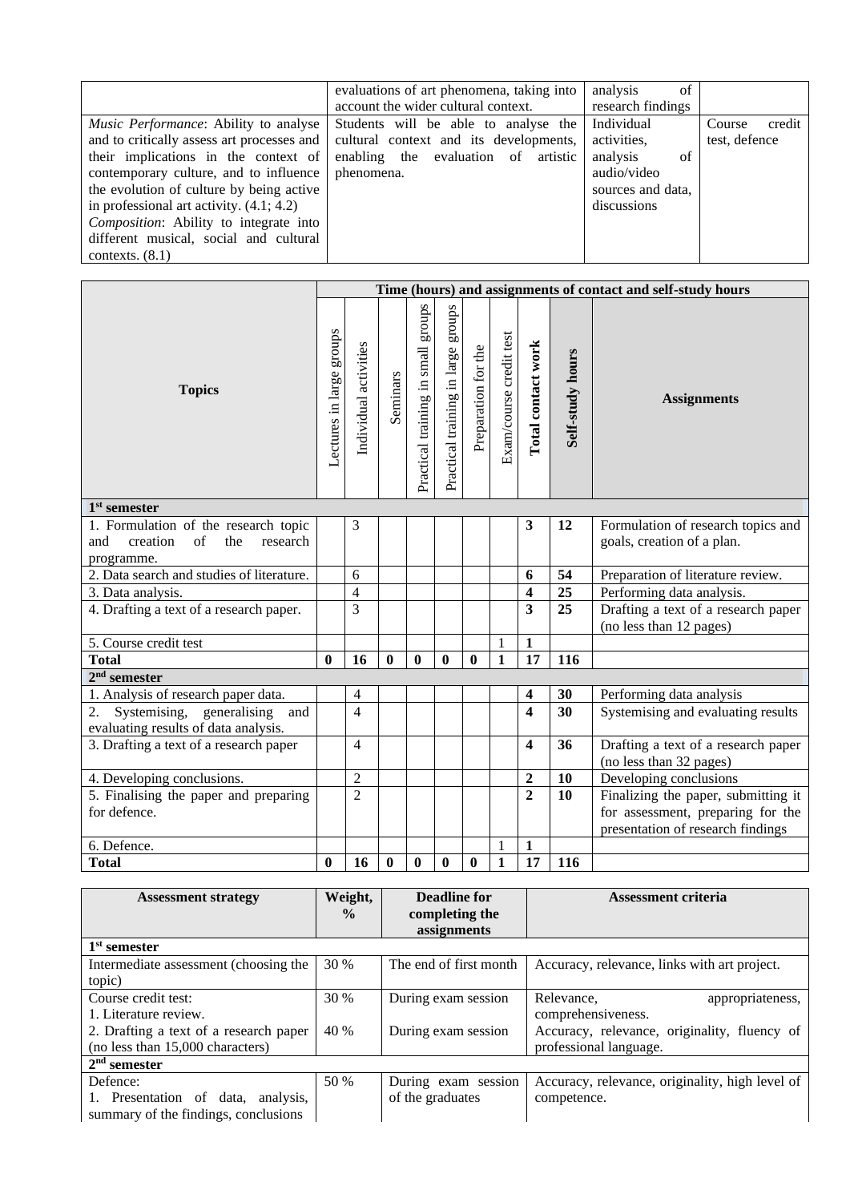|  | evaluations of art phenomena, taking into account the wider cultural context. | analysis of research findings |  |
|---|---|---|---|
| *Music Performance*: Ability to analyse and to critically assess art processes and their implications in the context of contemporary culture, and to influence the evolution of culture by being active in professional art activity. (4.1; 4.2) *Composition*: Ability to integrate into different musical, social and cultural contexts. (8.1) | Students will be able to analyse the cultural context and its developments, enabling the evaluation of artistic phenomena. | Individual activities, analysis of audio/video sources and data, discussions | Course credit test, defence |

| Topics | Time (hours) and assignments of contact and self-study hours | | | | | | | | | |
|---|---|---|---|---|---|---|---|---|---|---|
| | Lectures in large groups | Individual activities | Seminars | Practical training in small groups | Practical training in large groups | Preparation for the | Exam/course credit test | **Total contact work** | **Self-study hours** | **Assignments** |
| **1st semester** | | | | | | | | | | |
| 1. Formulation of the research topic and creation of the research programme. | | 3 | | | | | | **3** | **12** | Formulation of research topics and goals, creation of a plan. |
| 2. Data search and studies of literature. | | 6 | | | | | | **6** | **54** | Preparation of literature review. |
| 3. Data analysis. | | 4 | | | | | | **4** | **25** | Performing data analysis. |
| 4. Drafting a text of a research paper. | | 3 | | | | | | **3** | **25** | Drafting a text of a research paper (no less than 12 pages) |
| 5. Course credit test | | | | | | | 1 | **1** | | |
| **Total** | **0** | **16** | **0** | **0** | **0** | **0** | **1** | **17** | **116** | |
| **2nd semester** | | | | | | | | | | |
| 1. Analysis of research paper data. | | 4 | | | | | | **4** | **30** | Performing data analysis |
| 2. Systemising, generalising and evaluating results of data analysis. | | 4 | | | | | | **4** | **30** | Systemising and evaluating results |
| 3. Drafting a text of a research paper | | 4 | | | | | | **4** | **36** | Drafting a text of a research paper (no less than 32 pages) |
| 4. Developing conclusions. | | 2 | | | | | | **2** | **10** | Developing conclusions |
| 5. Finalising the paper and preparing for defence. | | 2 | | | | | | **2** | **10** | Finalizing the paper, submitting it for assessment, preparing for the presentation of research findings |
| 6. Defence. | | | | | | | 1 | **1** | | |
| **Total** | **0** | **16** | **0** | **0** | **0** | **0** | **1** | **17** | **116** | |

| **Assessment strategy** | **Weight, %** | **Deadline for completing the assignments** | **Assessment criteria** |
|---|---|---|---|
| **1st semester** | | | |
| Intermediate assessment (choosing the topic) | 30 % | The end of first month | Accuracy, relevance, links with art project. |
| Course credit test:<br>1. Literature review. | 30 % | During exam session | Relevance, appropriateness, comprehensiveness. |
| 2. Drafting a text of a research paper (no less than 15,000 characters) | 40 % | During exam session | Accuracy, relevance, originality, fluency of professional language. |
| **2nd semester** | | | |
| Defence:<br>1. Presentation of data, analysis, summary of the findings, conclusions | 50 % | During exam session of the graduates | Accuracy, relevance, originality, high level of competence. |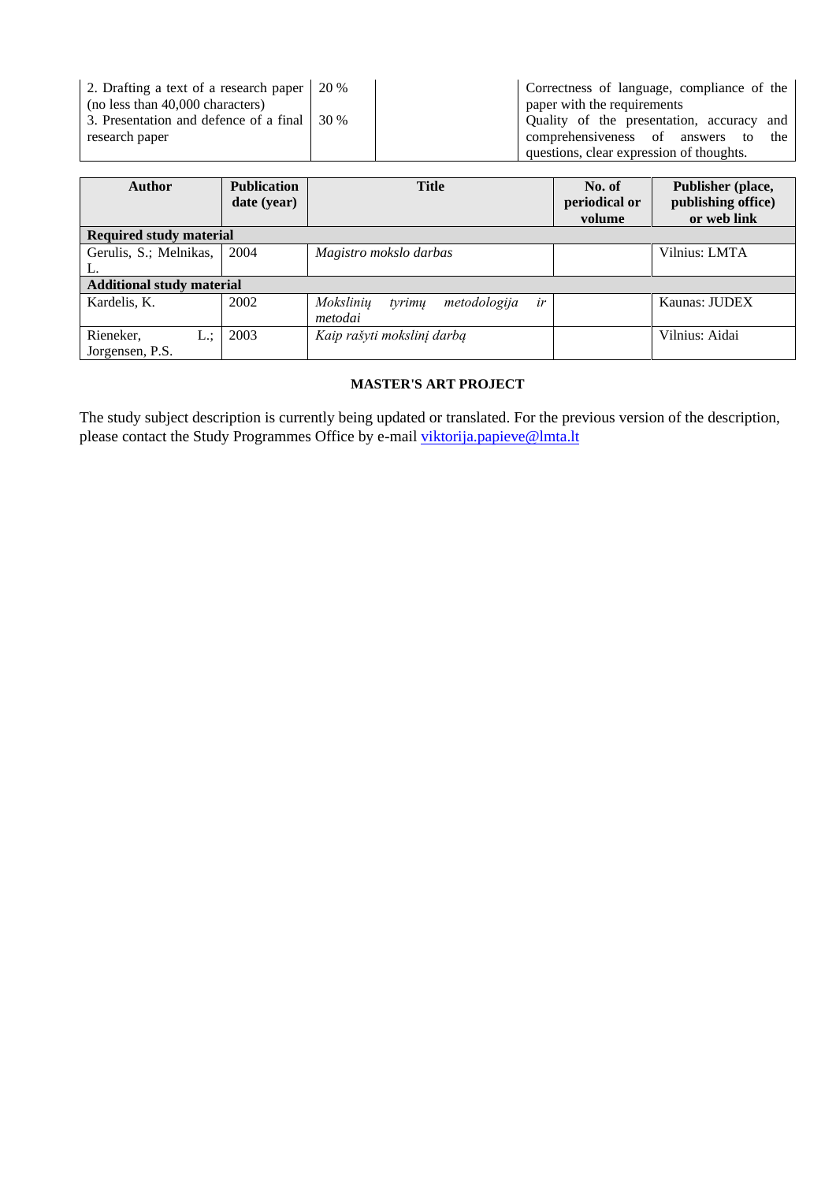| | | | |
|---|---|---|---|
| 2. Drafting a text of a research paper (no less than 40,000 characters) | 20 % | | Correctness of language, compliance of the paper with the requirements |
| 3. Presentation and defence of a final research paper | 30 % | | Quality of the presentation, accuracy and comprehensiveness of answers to the questions, clear expression of thoughts. |

| Author | Publication date (year) | Title | No. of periodical or volume | Publisher (place, publishing office) or web link |
|---|---|---|---|---|
| **Required study material** | | | | |
| Gerulis, S.; Melnikas, L. | 2004 | *Magistro mokslo darbas* | | Vilnius: LMTA |
| **Additional study material** | | | | |
| Kardelis, K. | 2002 | *Mokslinių tyrimų metodologija ir metodai* | | Kaunas: JUDEX |
| Rieneker, L.; Jorgensen, P.S. | 2003 | *Kaip rašyti mokslinį darbą* | | Vilnius: Aidai |

**MASTER'S ART PROJECT**

The study subject description is currently being updated or translated. For the previous version of the description, please contact the Study Programmes Office by e-mail viktorija.papieve@lmta.lt